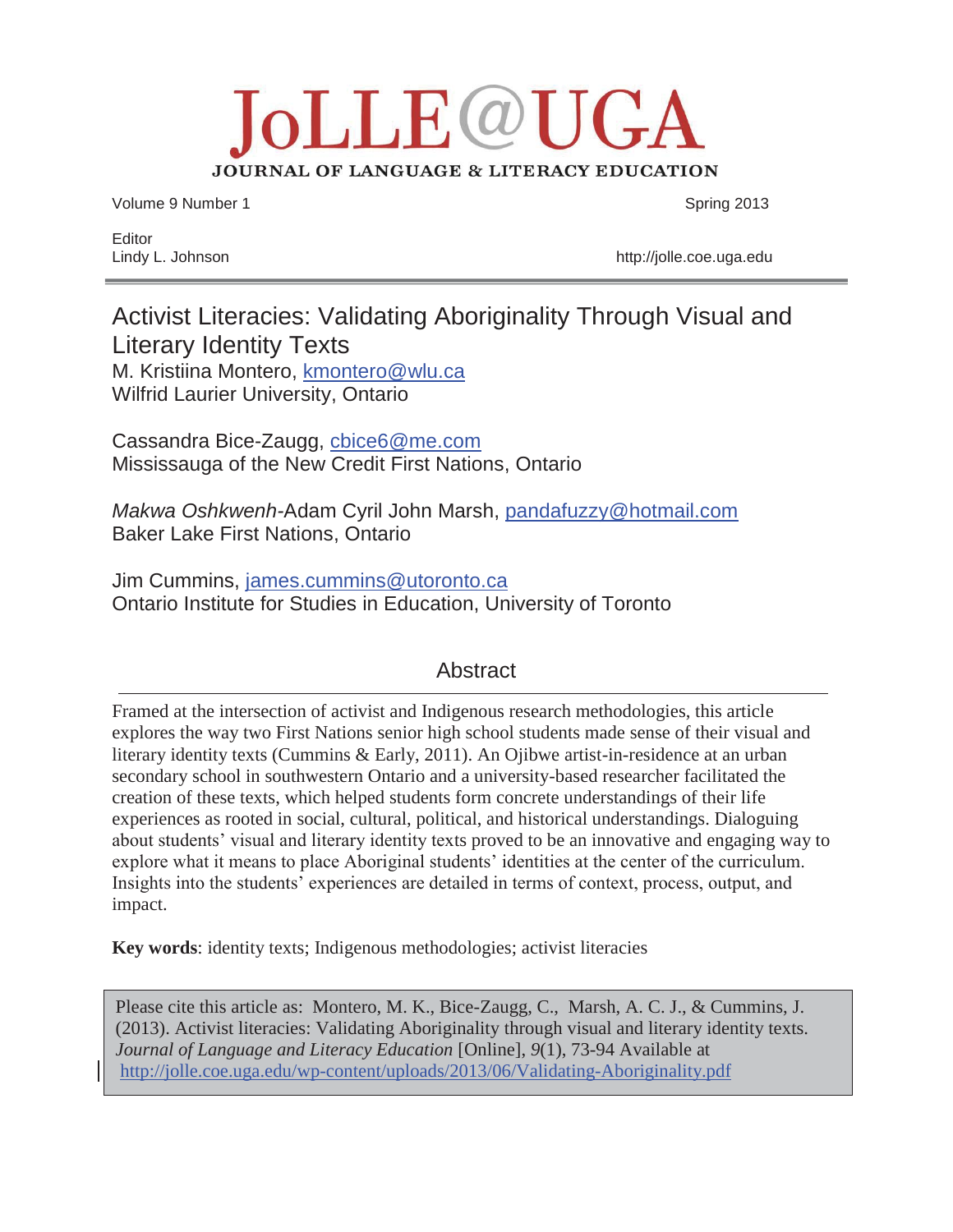# JoLLE@UGA

**JOURNAL OF LANGUAGE & LITERACY EDUCATION**

Volume 9 Number 1 — Spring 2013

Editor
Lindy L. Johnson

http://jolle.coe.uga.edu

---

## Activist Literacies: Validating Aboriginality Through Visual and Literary Identity Texts

M. Kristiina Montero, kmontero@wlu.ca
Wilfrid Laurier University, Ontario

Cassandra Bice-Zaugg, cbice6@me.com
Mississauga of the New Credit First Nations, Ontario

*Makwa Oshkwenh*-Adam Cyril John Marsh, pandafuzzy@hotmail.com
Baker Lake First Nations, Ontario

Jim Cummins, james.cummins@utoronto.ca
Ontario Institute for Studies in Education, University of Toronto

### Abstract

Framed at the intersection of activist and Indigenous research methodologies, this article explores the way two First Nations senior high school students made sense of their visual and literary identity texts (Cummins & Early, 2011). An Ojibwe artist-in-residence at an urban secondary school in southwestern Ontario and a university-based researcher facilitated the creation of these texts, which helped students form concrete understandings of their life experiences as rooted in social, cultural, political, and historical understandings. Dialoguing about students' visual and literary identity texts proved to be an innovative and engaging way to explore what it means to place Aboriginal students' identities at the center of the curriculum. Insights into the students' experiences are detailed in terms of context, process, output, and impact.

**Key words**: identity texts; Indigenous methodologies; activist literacies

Please cite this article as: Montero, M. K., Bice-Zaugg, C., Marsh, A. C. J., & Cummins, J. (2013). Activist literacies: Validating Aboriginality through visual and literary identity texts. *Journal of Language and Literacy Education* [Online], *9*(1), 73-94 Available at http://jolle.coe.uga.edu/wp-content/uploads/2013/06/Validating-Aboriginality.pdf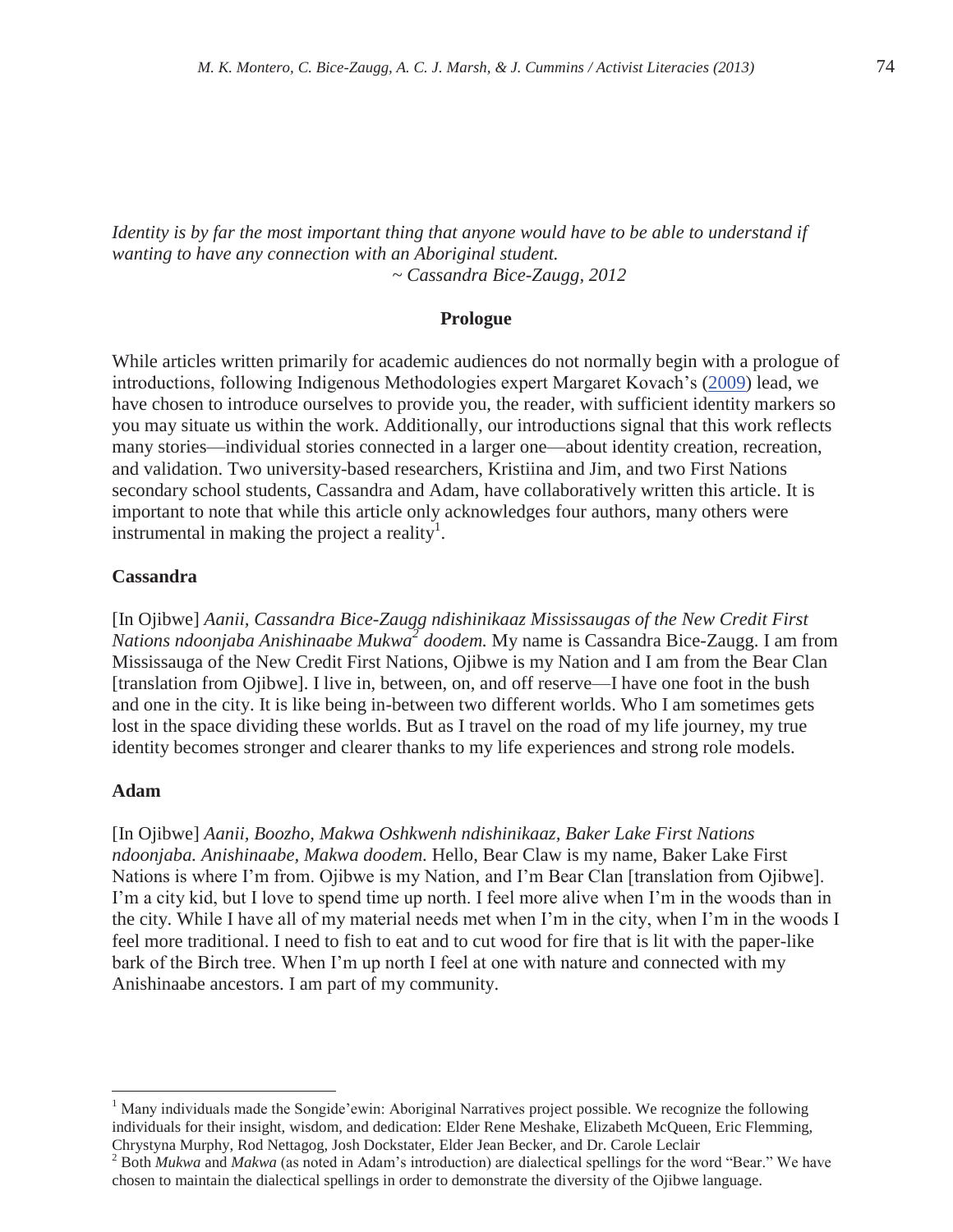*Identity is by far the most important thing that anyone would have to be able to understand if wanting to have any connection with an Aboriginal student.*
*~ Cassandra Bice-Zaugg, 2012*

## Prologue

While articles written primarily for academic audiences do not normally begin with a prologue of introductions, following Indigenous Methodologies expert Margaret Kovach's (2009) lead, we have chosen to introduce ourselves to provide you, the reader, with sufficient identity markers so you may situate us within the work. Additionally, our introductions signal that this work reflects many stories—individual stories connected in a larger one—about identity creation, recreation, and validation. Two university-based researchers, Kristiina and Jim, and two First Nations secondary school students, Cassandra and Adam, have collaboratively written this article. It is important to note that while this article only acknowledges four authors, many others were instrumental in making the project a reality[1].

### Cassandra

[In Ojibwe] *Aanii, Cassandra Bice-Zaugg ndishinikaaz Mississaugas of the New Credit First Nations ndoonjaba Anishinaabe Mukwa*[2] *doodem.* My name is Cassandra Bice-Zaugg. I am from Mississauga of the New Credit First Nations, Ojibwe is my Nation and I am from the Bear Clan [translation from Ojibwe]. I live in, between, on, and off reserve—I have one foot in the bush and one in the city. It is like being in-between two different worlds. Who I am sometimes gets lost in the space dividing these worlds. But as I travel on the road of my life journey, my true identity becomes stronger and clearer thanks to my life experiences and strong role models.

### Adam

[In Ojibwe] *Aanii, Boozho, Makwa Oshkwenh ndishinikaaz, Baker Lake First Nations ndoonjaba. Anishinaabe, Makwa doodem.* Hello, Bear Claw is my name, Baker Lake First Nations is where I'm from. Ojibwe is my Nation, and I'm Bear Clan [translation from Ojibwe]. I'm a city kid, but I love to spend time up north. I feel more alive when I'm in the woods than in the city. While I have all of my material needs met when I'm in the city, when I'm in the woods I feel more traditional. I need to fish to eat and to cut wood for fire that is lit with the paper-like bark of the Birch tree. When I'm up north I feel at one with nature and connected with my Anishinaabe ancestors. I am part of my community.

---

[1] Many individuals made the Songide'ewin: Aboriginal Narratives project possible. We recognize the following individuals for their insight, wisdom, and dedication: Elder Rene Meshake, Elizabeth McQueen, Eric Flemming, Chrystyna Murphy, Rod Nettagog, Josh Dockstater, Elder Jean Becker, and Dr. Carole Leclair

[2] Both *Mukwa* and *Makwa* (as noted in Adam's introduction) are dialectical spellings for the word "Bear." We have chosen to maintain the dialectical spellings in order to demonstrate the diversity of the Ojibwe language.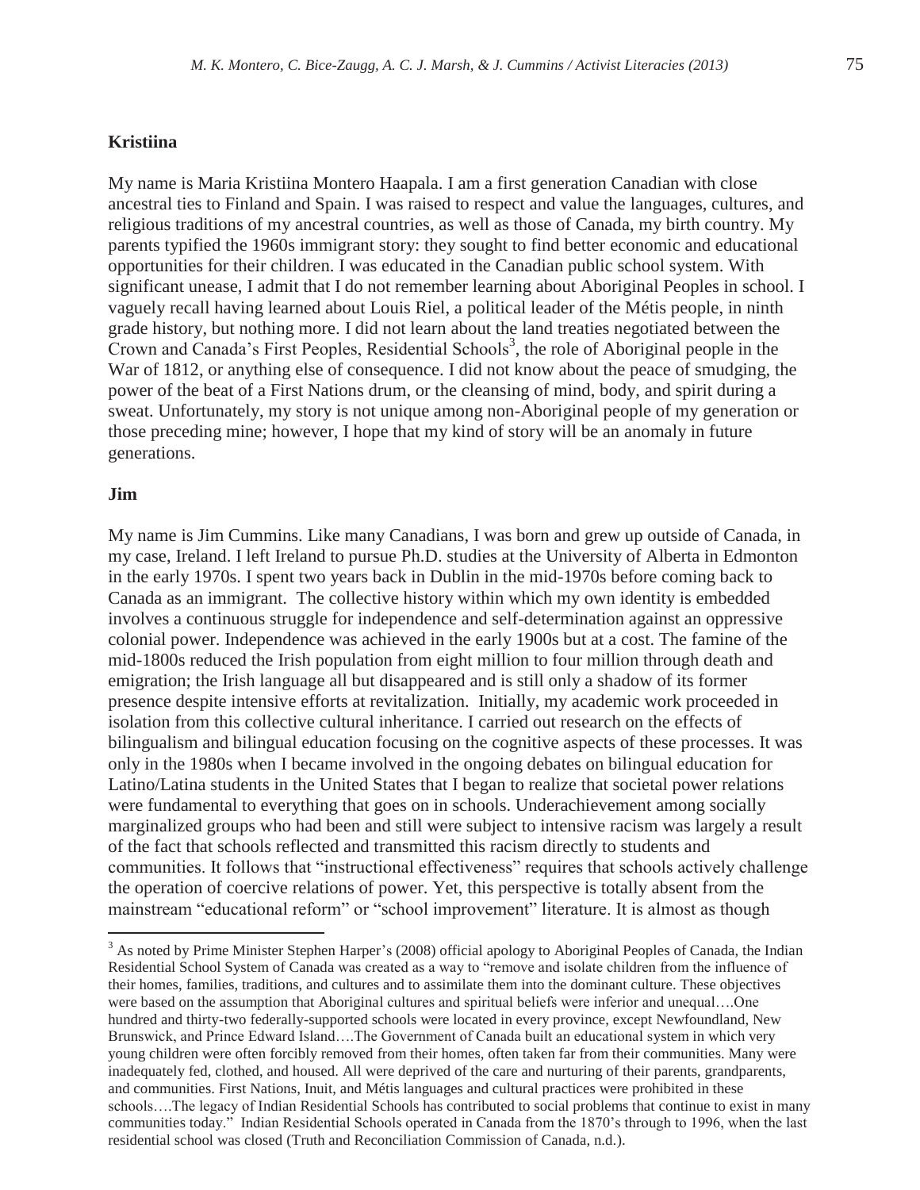**Kristiina**

My name is Maria Kristiina Montero Haapala. I am a first generation Canadian with close ancestral ties to Finland and Spain. I was raised to respect and value the languages, cultures, and religious traditions of my ancestral countries, as well as those of Canada, my birth country. My parents typified the 1960s immigrant story: they sought to find better economic and educational opportunities for their children. I was educated in the Canadian public school system. With significant unease, I admit that I do not remember learning about Aboriginal Peoples in school. I vaguely recall having learned about Louis Riel, a political leader of the Métis people, in ninth grade history, but nothing more. I did not learn about the land treaties negotiated between the Crown and Canada's First Peoples, Residential Schools[3], the role of Aboriginal people in the War of 1812, or anything else of consequence. I did not know about the peace of smudging, the power of the beat of a First Nations drum, or the cleansing of mind, body, and spirit during a sweat. Unfortunately, my story is not unique among non-Aboriginal people of my generation or those preceding mine; however, I hope that my kind of story will be an anomaly in future generations.

**Jim**

My name is Jim Cummins. Like many Canadians, I was born and grew up outside of Canada, in my case, Ireland. I left Ireland to pursue Ph.D. studies at the University of Alberta in Edmonton in the early 1970s. I spent two years back in Dublin in the mid-1970s before coming back to Canada as an immigrant. The collective history within which my own identity is embedded involves a continuous struggle for independence and self-determination against an oppressive colonial power. Independence was achieved in the early 1900s but at a cost. The famine of the mid-1800s reduced the Irish population from eight million to four million through death and emigration; the Irish language all but disappeared and is still only a shadow of its former presence despite intensive efforts at revitalization. Initially, my academic work proceeded in isolation from this collective cultural inheritance. I carried out research on the effects of bilingualism and bilingual education focusing on the cognitive aspects of these processes. It was only in the 1980s when I became involved in the ongoing debates on bilingual education for Latino/Latina students in the United States that I began to realize that societal power relations were fundamental to everything that goes on in schools. Underachievement among socially marginalized groups who had been and still were subject to intensive racism was largely a result of the fact that schools reflected and transmitted this racism directly to students and communities. It follows that "instructional effectiveness" requires that schools actively challenge the operation of coercive relations of power. Yet, this perspective is totally absent from the mainstream "educational reform" or "school improvement" literature. It is almost as though

---

[3] As noted by Prime Minister Stephen Harper's (2008) official apology to Aboriginal Peoples of Canada, the Indian Residential School System of Canada was created as a way to "remove and isolate children from the influence of their homes, families, traditions, and cultures and to assimilate them into the dominant culture. These objectives were based on the assumption that Aboriginal cultures and spiritual beliefs were inferior and unequal….One hundred and thirty-two federally-supported schools were located in every province, except Newfoundland, New Brunswick, and Prince Edward Island….The Government of Canada built an educational system in which very young children were often forcibly removed from their homes, often taken far from their communities. Many were inadequately fed, clothed, and housed. All were deprived of the care and nurturing of their parents, grandparents, and communities. First Nations, Inuit, and Métis languages and cultural practices were prohibited in these schools….The legacy of Indian Residential Schools has contributed to social problems that continue to exist in many communities today." Indian Residential Schools operated in Canada from the 1870's through to 1996, when the last residential school was closed (Truth and Reconciliation Commission of Canada, n.d.).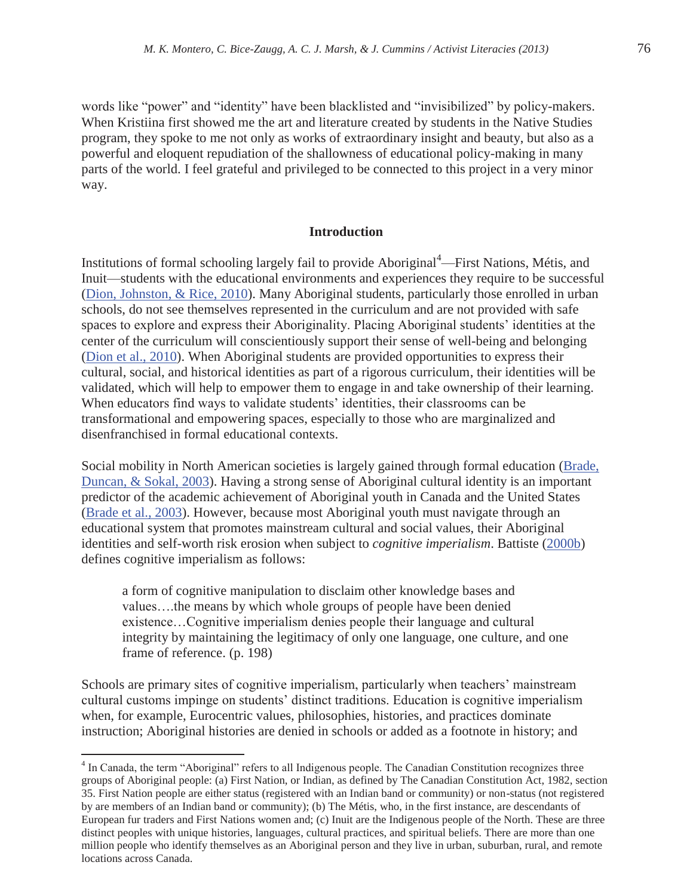words like “power” and “identity” have been blacklisted and “invisibilized” by policy-makers. When Kristiina first showed me the art and literature created by students in the Native Studies program, they spoke to me not only as works of extraordinary insight and beauty, but also as a powerful and eloquent repudiation of the shallowness of educational policy-making in many parts of the world. I feel grateful and privileged to be connected to this project in a very minor way.

## Introduction

Institutions of formal schooling largely fail to provide Aboriginal[4]—First Nations, Métis, and Inuit—students with the educational environments and experiences they require to be successful (Dion, Johnston, & Rice, 2010). Many Aboriginal students, particularly those enrolled in urban schools, do not see themselves represented in the curriculum and are not provided with safe spaces to explore and express their Aboriginality. Placing Aboriginal students’ identities at the center of the curriculum will conscientiously support their sense of well-being and belonging (Dion et al., 2010). When Aboriginal students are provided opportunities to express their cultural, social, and historical identities as part of a rigorous curriculum, their identities will be validated, which will help to empower them to engage in and take ownership of their learning. When educators find ways to validate students’ identities, their classrooms can be transformational and empowering spaces, especially to those who are marginalized and disenfranchised in formal educational contexts.

Social mobility in North American societies is largely gained through formal education (Brade, Duncan, & Sokal, 2003). Having a strong sense of Aboriginal cultural identity is an important predictor of the academic achievement of Aboriginal youth in Canada and the United States (Brade et al., 2003). However, because most Aboriginal youth must navigate through an educational system that promotes mainstream cultural and social values, their Aboriginal identities and self-worth risk erosion when subject to *cognitive imperialism*. Battiste (2000b) defines cognitive imperialism as follows:

> a form of cognitive manipulation to disclaim other knowledge bases and values….the means by which whole groups of people have been denied existence…Cognitive imperialism denies people their language and cultural integrity by maintaining the legitimacy of only one language, one culture, and one frame of reference. (p. 198)

Schools are primary sites of cognitive imperialism, particularly when teachers’ mainstream cultural customs impinge on students’ distinct traditions. Education is cognitive imperialism when, for example, Eurocentric values, philosophies, histories, and practices dominate instruction; Aboriginal histories are denied in schools or added as a footnote in history; and

[4] In Canada, the term “Aboriginal” refers to all Indigenous people. The Canadian Constitution recognizes three groups of Aboriginal people: (a) First Nation, or Indian, as defined by The Canadian Constitution Act, 1982, section 35. First Nation people are either status (registered with an Indian band or community) or non-status (not registered by are members of an Indian band or community); (b) The Métis, who, in the first instance, are descendants of European fur traders and First Nations women and; (c) Inuit are the Indigenous people of the North. These are three distinct peoples with unique histories, languages, cultural practices, and spiritual beliefs. There are more than one million people who identify themselves as an Aboriginal person and they live in urban, suburban, rural, and remote locations across Canada.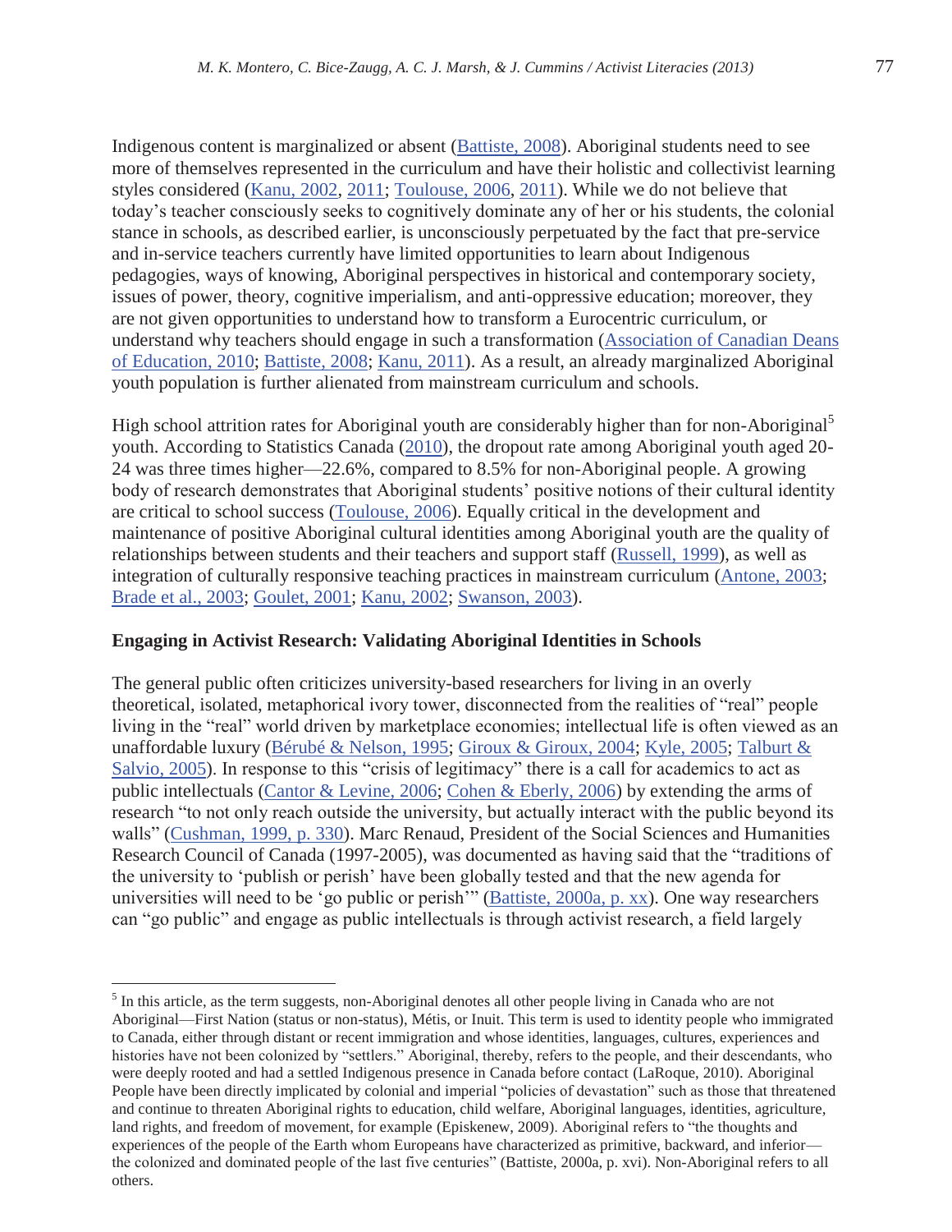Indigenous content is marginalized or absent (Battiste, 2008). Aboriginal students need to see more of themselves represented in the curriculum and have their holistic and collectivist learning styles considered (Kanu, 2002, 2011; Toulouse, 2006, 2011). While we do not believe that today's teacher consciously seeks to cognitively dominate any of her or his students, the colonial stance in schools, as described earlier, is unconsciously perpetuated by the fact that pre-service and in-service teachers currently have limited opportunities to learn about Indigenous pedagogies, ways of knowing, Aboriginal perspectives in historical and contemporary society, issues of power, theory, cognitive imperialism, and anti-oppressive education; moreover, they are not given opportunities to understand how to transform a Eurocentric curriculum, or understand why teachers should engage in such a transformation (Association of Canadian Deans of Education, 2010; Battiste, 2008; Kanu, 2011). As a result, an already marginalized Aboriginal youth population is further alienated from mainstream curriculum and schools.

High school attrition rates for Aboriginal youth are considerably higher than for non-Aboriginal[5] youth. According to Statistics Canada (2010), the dropout rate among Aboriginal youth aged 20-24 was three times higher—22.6%, compared to 8.5% for non-Aboriginal people. A growing body of research demonstrates that Aboriginal students' positive notions of their cultural identity are critical to school success (Toulouse, 2006). Equally critical in the development and maintenance of positive Aboriginal cultural identities among Aboriginal youth are the quality of relationships between students and their teachers and support staff (Russell, 1999), as well as integration of culturally responsive teaching practices in mainstream curriculum (Antone, 2003; Brade et al., 2003; Goulet, 2001; Kanu, 2002; Swanson, 2003).

**Engaging in Activist Research: Validating Aboriginal Identities in Schools**

The general public often criticizes university-based researchers for living in an overly theoretical, isolated, metaphorical ivory tower, disconnected from the realities of "real" people living in the "real" world driven by marketplace economies; intellectual life is often viewed as an unaffordable luxury (Bérubé & Nelson, 1995; Giroux & Giroux, 2004; Kyle, 2005; Talburt & Salvio, 2005). In response to this "crisis of legitimacy" there is a call for academics to act as public intellectuals (Cantor & Levine, 2006; Cohen & Eberly, 2006) by extending the arms of research "to not only reach outside the university, but actually interact with the public beyond its walls" (Cushman, 1999, p. 330). Marc Renaud, President of the Social Sciences and Humanities Research Council of Canada (1997-2005), was documented as having said that the "traditions of the university to 'publish or perish' have been globally tested and that the new agenda for universities will need to be 'go public or perish'" (Battiste, 2000a, p. xx). One way researchers can "go public" and engage as public intellectuals is through activist research, a field largely

[5] In this article, as the term suggests, non-Aboriginal denotes all other people living in Canada who are not Aboriginal—First Nation (status or non-status), Métis, or Inuit. This term is used to identity people who immigrated to Canada, either through distant or recent immigration and whose identities, languages, cultures, experiences and histories have not been colonized by "settlers." Aboriginal, thereby, refers to the people, and their descendants, who were deeply rooted and had a settled Indigenous presence in Canada before contact (LaRoque, 2010). Aboriginal People have been directly implicated by colonial and imperial "policies of devastation" such as those that threatened and continue to threaten Aboriginal rights to education, child welfare, Aboriginal languages, identities, agriculture, land rights, and freedom of movement, for example (Episkenew, 2009). Aboriginal refers to "the thoughts and experiences of the people of the Earth whom Europeans have characterized as primitive, backward, and inferior—the colonized and dominated people of the last five centuries" (Battiste, 2000a, p. xvi). Non-Aboriginal refers to all others.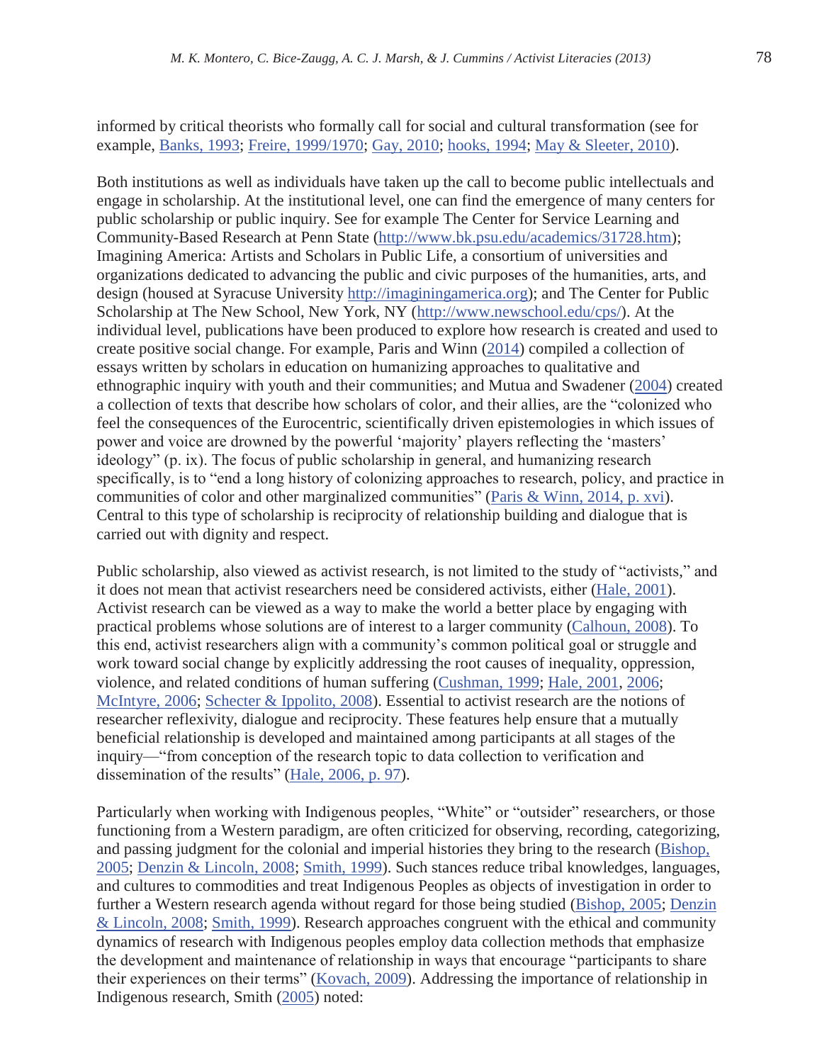informed by critical theorists who formally call for social and cultural transformation (see for example, Banks, 1993; Freire, 1999/1970; Gay, 2010; hooks, 1994; May & Sleeter, 2010).

Both institutions as well as individuals have taken up the call to become public intellectuals and engage in scholarship. At the institutional level, one can find the emergence of many centers for public scholarship or public inquiry. See for example The Center for Service Learning and Community-Based Research at Penn State (http://www.bk.psu.edu/academics/31728.htm); Imagining America: Artists and Scholars in Public Life, a consortium of universities and organizations dedicated to advancing the public and civic purposes of the humanities, arts, and design (housed at Syracuse University http://imaginingamerica.org); and The Center for Public Scholarship at The New School, New York, NY (http://www.newschool.edu/cps/). At the individual level, publications have been produced to explore how research is created and used to create positive social change. For example, Paris and Winn (2014) compiled a collection of essays written by scholars in education on humanizing approaches to qualitative and ethnographic inquiry with youth and their communities; and Mutua and Swadener (2004) created a collection of texts that describe how scholars of color, and their allies, are the "colonized who feel the consequences of the Eurocentric, scientifically driven epistemologies in which issues of power and voice are drowned by the powerful 'majority' players reflecting the 'masters' ideology" (p. ix). The focus of public scholarship in general, and humanizing research specifically, is to "end a long history of colonizing approaches to research, policy, and practice in communities of color and other marginalized communities" (Paris & Winn, 2014, p. xvi). Central to this type of scholarship is reciprocity of relationship building and dialogue that is carried out with dignity and respect.

Public scholarship, also viewed as activist research, is not limited to the study of "activists," and it does not mean that activist researchers need be considered activists, either (Hale, 2001). Activist research can be viewed as a way to make the world a better place by engaging with practical problems whose solutions are of interest to a larger community (Calhoun, 2008). To this end, activist researchers align with a community's common political goal or struggle and work toward social change by explicitly addressing the root causes of inequality, oppression, violence, and related conditions of human suffering (Cushman, 1999; Hale, 2001, 2006; McIntyre, 2006; Schecter & Ippolito, 2008). Essential to activist research are the notions of researcher reflexivity, dialogue and reciprocity. These features help ensure that a mutually beneficial relationship is developed and maintained among participants at all stages of the inquiry—"from conception of the research topic to data collection to verification and dissemination of the results" (Hale, 2006, p. 97).

Particularly when working with Indigenous peoples, "White" or "outsider" researchers, or those functioning from a Western paradigm, are often criticized for observing, recording, categorizing, and passing judgment for the colonial and imperial histories they bring to the research (Bishop, 2005; Denzin & Lincoln, 2008; Smith, 1999). Such stances reduce tribal knowledges, languages, and cultures to commodities and treat Indigenous Peoples as objects of investigation in order to further a Western research agenda without regard for those being studied (Bishop, 2005; Denzin & Lincoln, 2008; Smith, 1999). Research approaches congruent with the ethical and community dynamics of research with Indigenous peoples employ data collection methods that emphasize the development and maintenance of relationship in ways that encourage "participants to share their experiences on their terms" (Kovach, 2009). Addressing the importance of relationship in Indigenous research, Smith (2005) noted: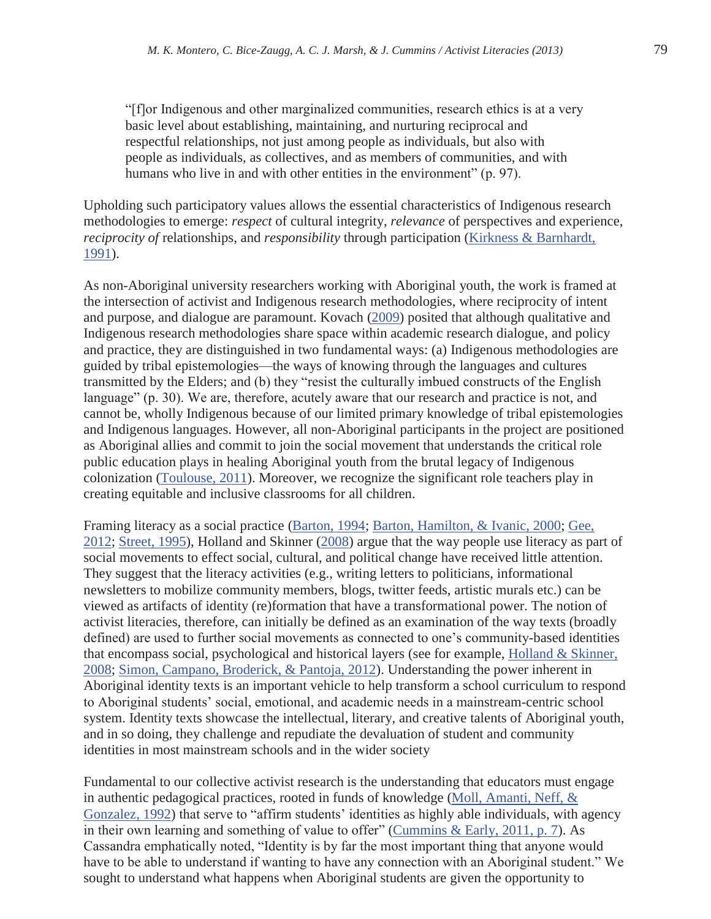> "[f]or Indigenous and other marginalized communities, research ethics is at a very basic level about establishing, maintaining, and nurturing reciprocal and respectful relationships, not just among people as individuals, but also with people as individuals, as collectives, and as members of communities, and with humans who live in and with other entities in the environment" (p. 97).

Upholding such participatory values allows the essential characteristics of Indigenous research methodologies to emerge: *respect* of cultural integrity, *relevance* of perspectives and experience, *reciprocity of* relationships, and *responsibility* through participation (Kirkness & Barnhardt, 1991).

As non-Aboriginal university researchers working with Aboriginal youth, the work is framed at the intersection of activist and Indigenous research methodologies, where reciprocity of intent and purpose, and dialogue are paramount. Kovach (2009) posited that although qualitative and Indigenous research methodologies share space within academic research dialogue, and policy and practice, they are distinguished in two fundamental ways: (a) Indigenous methodologies are guided by tribal epistemologies—the ways of knowing through the languages and cultures transmitted by the Elders; and (b) they "resist the culturally imbued constructs of the English language" (p. 30). We are, therefore, acutely aware that our research and practice is not, and cannot be, wholly Indigenous because of our limited primary knowledge of tribal epistemologies and Indigenous languages. However, all non-Aboriginal participants in the project are positioned as Aboriginal allies and commit to join the social movement that understands the critical role public education plays in healing Aboriginal youth from the brutal legacy of Indigenous colonization (Toulouse, 2011). Moreover, we recognize the significant role teachers play in creating equitable and inclusive classrooms for all children.

Framing literacy as a social practice (Barton, 1994; Barton, Hamilton, & Ivanic, 2000; Gee, 2012; Street, 1995), Holland and Skinner (2008) argue that the way people use literacy as part of social movements to effect social, cultural, and political change have received little attention. They suggest that the literacy activities (e.g., writing letters to politicians, informational newsletters to mobilize community members, blogs, twitter feeds, artistic murals etc.) can be viewed as artifacts of identity (re)formation that have a transformational power. The notion of activist literacies, therefore, can initially be defined as an examination of the way texts (broadly defined) are used to further social movements as connected to one's community-based identities that encompass social, psychological and historical layers (see for example, Holland & Skinner, 2008; Simon, Campano, Broderick, & Pantoja, 2012). Understanding the power inherent in Aboriginal identity texts is an important vehicle to help transform a school curriculum to respond to Aboriginal students' social, emotional, and academic needs in a mainstream-centric school system. Identity texts showcase the intellectual, literary, and creative talents of Aboriginal youth, and in so doing, they challenge and repudiate the devaluation of student and community identities in most mainstream schools and in the wider society

Fundamental to our collective activist research is the understanding that educators must engage in authentic pedagogical practices, rooted in funds of knowledge (Moll, Amanti, Neff, & Gonzalez, 1992) that serve to "affirm students' identities as highly able individuals, with agency in their own learning and something of value to offer" (Cummins & Early, 2011, p. 7). As Cassandra emphatically noted, "Identity is by far the most important thing that anyone would have to be able to understand if wanting to have any connection with an Aboriginal student." We sought to understand what happens when Aboriginal students are given the opportunity to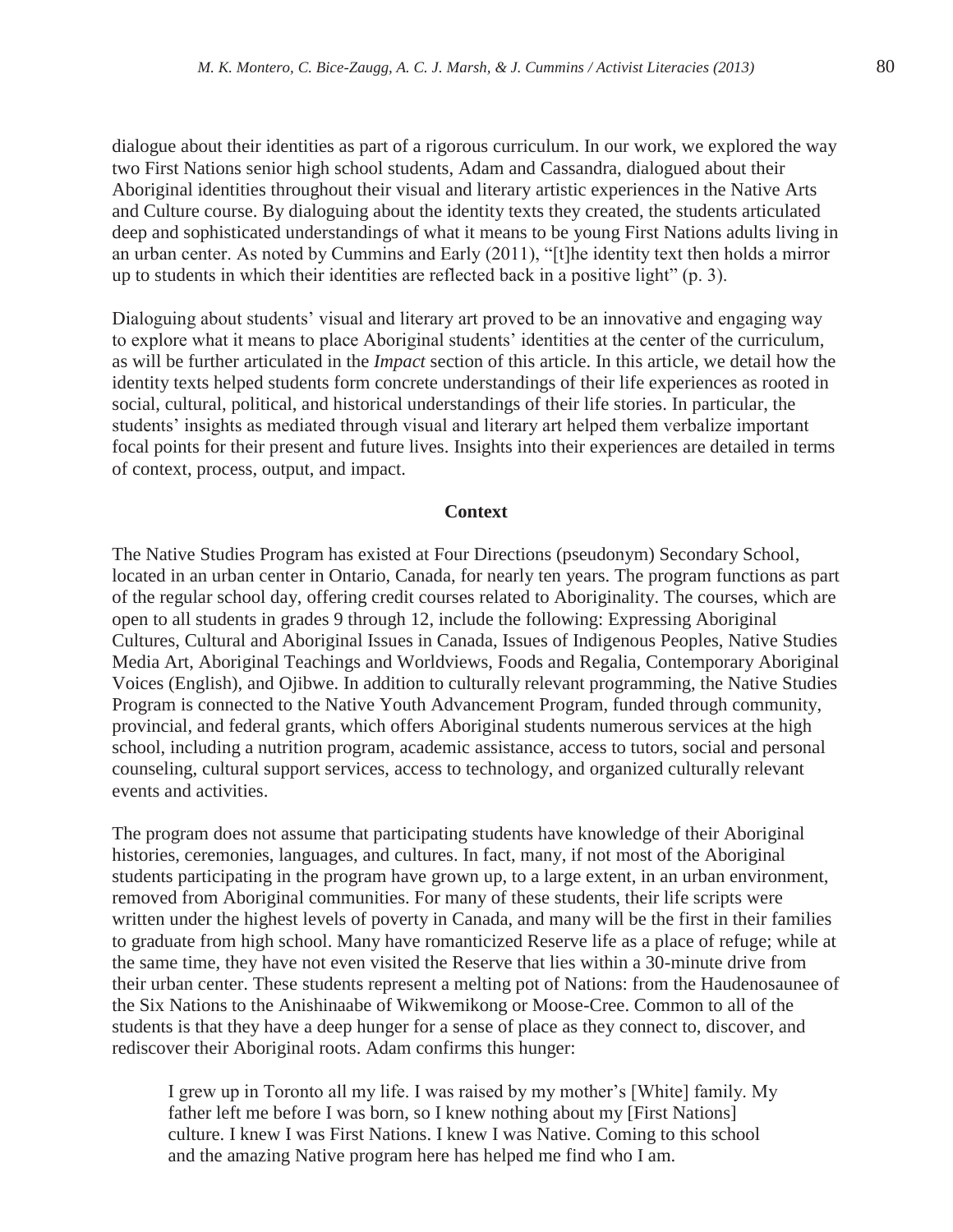dialogue about their identities as part of a rigorous curriculum. In our work, we explored the way two First Nations senior high school students, Adam and Cassandra, dialogued about their Aboriginal identities throughout their visual and literary artistic experiences in the Native Arts and Culture course. By dialoguing about the identity texts they created, the students articulated deep and sophisticated understandings of what it means to be young First Nations adults living in an urban center. As noted by Cummins and Early (2011), "[t]he identity text then holds a mirror up to students in which their identities are reflected back in a positive light" (p. 3).

Dialoguing about students' visual and literary art proved to be an innovative and engaging way to explore what it means to place Aboriginal students' identities at the center of the curriculum, as will be further articulated in the *Impact* section of this article. In this article, we detail how the identity texts helped students form concrete understandings of their life experiences as rooted in social, cultural, political, and historical understandings of their life stories. In particular, the students' insights as mediated through visual and literary art helped them verbalize important focal points for their present and future lives. Insights into their experiences are detailed in terms of context, process, output, and impact.

## Context

The Native Studies Program has existed at Four Directions (pseudonym) Secondary School, located in an urban center in Ontario, Canada, for nearly ten years. The program functions as part of the regular school day, offering credit courses related to Aboriginality. The courses, which are open to all students in grades 9 through 12, include the following: Expressing Aboriginal Cultures, Cultural and Aboriginal Issues in Canada, Issues of Indigenous Peoples, Native Studies Media Art, Aboriginal Teachings and Worldviews, Foods and Regalia, Contemporary Aboriginal Voices (English), and Ojibwe. In addition to culturally relevant programming, the Native Studies Program is connected to the Native Youth Advancement Program, funded through community, provincial, and federal grants, which offers Aboriginal students numerous services at the high school, including a nutrition program, academic assistance, access to tutors, social and personal counseling, cultural support services, access to technology, and organized culturally relevant events and activities.

The program does not assume that participating students have knowledge of their Aboriginal histories, ceremonies, languages, and cultures. In fact, many, if not most of the Aboriginal students participating in the program have grown up, to a large extent, in an urban environment, removed from Aboriginal communities. For many of these students, their life scripts were written under the highest levels of poverty in Canada, and many will be the first in their families to graduate from high school. Many have romanticized Reserve life as a place of refuge; while at the same time, they have not even visited the Reserve that lies within a 30-minute drive from their urban center. These students represent a melting pot of Nations: from the Haudenosaunee of the Six Nations to the Anishinaabe of Wikwemikong or Moose-Cree. Common to all of the students is that they have a deep hunger for a sense of place as they connect to, discover, and rediscover their Aboriginal roots. Adam confirms this hunger:

> I grew up in Toronto all my life. I was raised by my mother's [White] family. My father left me before I was born, so I knew nothing about my [First Nations] culture. I knew I was First Nations. I knew I was Native. Coming to this school and the amazing Native program here has helped me find who I am.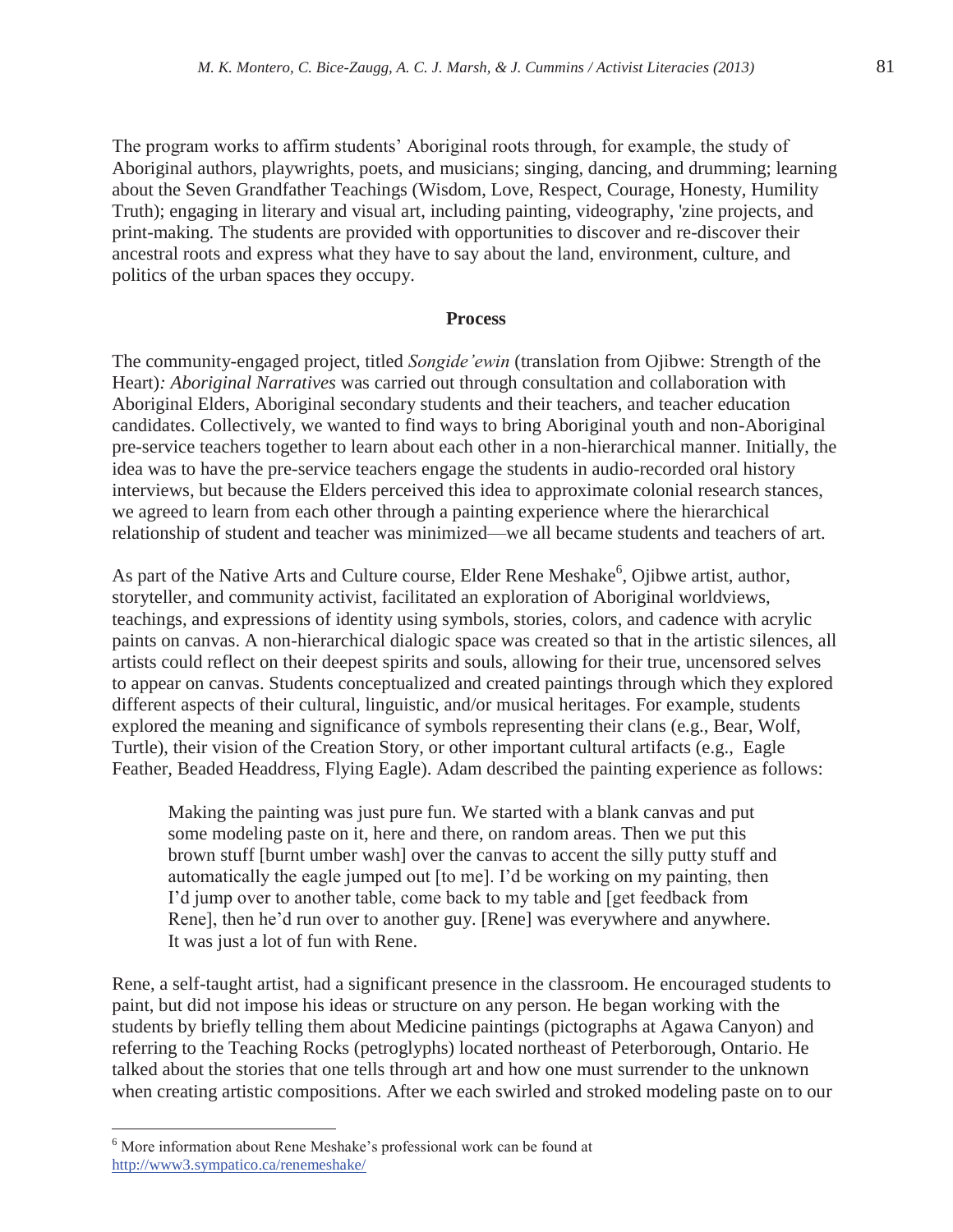The program works to affirm students' Aboriginal roots through, for example, the study of Aboriginal authors, playwrights, poets, and musicians; singing, dancing, and drumming; learning about the Seven Grandfather Teachings (Wisdom, Love, Respect, Courage, Honesty, Humility Truth); engaging in literary and visual art, including painting, videography, 'zine projects, and print-making. The students are provided with opportunities to discover and re-discover their ancestral roots and express what they have to say about the land, environment, culture, and politics of the urban spaces they occupy.

## Process

The community-engaged project, titled *Songide'ewin* (translation from Ojibwe: Strength of the Heart)*: Aboriginal Narratives* was carried out through consultation and collaboration with Aboriginal Elders, Aboriginal secondary students and their teachers, and teacher education candidates. Collectively, we wanted to find ways to bring Aboriginal youth and non-Aboriginal pre-service teachers together to learn about each other in a non-hierarchical manner. Initially, the idea was to have the pre-service teachers engage the students in audio-recorded oral history interviews, but because the Elders perceived this idea to approximate colonial research stances, we agreed to learn from each other through a painting experience where the hierarchical relationship of student and teacher was minimized—we all became students and teachers of art.

As part of the Native Arts and Culture course, Elder Rene Meshake[6], Ojibwe artist, author, storyteller, and community activist, facilitated an exploration of Aboriginal worldviews, teachings, and expressions of identity using symbols, stories, colors, and cadence with acrylic paints on canvas. A non-hierarchical dialogic space was created so that in the artistic silences, all artists could reflect on their deepest spirits and souls, allowing for their true, uncensored selves to appear on canvas. Students conceptualized and created paintings through which they explored different aspects of their cultural, linguistic, and/or musical heritages. For example, students explored the meaning and significance of symbols representing their clans (e.g., Bear, Wolf, Turtle), their vision of the Creation Story, or other important cultural artifacts (e.g., Eagle Feather, Beaded Headdress, Flying Eagle). Adam described the painting experience as follows:

> Making the painting was just pure fun. We started with a blank canvas and put some modeling paste on it, here and there, on random areas. Then we put this brown stuff [burnt umber wash] over the canvas to accent the silly putty stuff and automatically the eagle jumped out [to me]. I'd be working on my painting, then I'd jump over to another table, come back to my table and [get feedback from Rene], then he'd run over to another guy. [Rene] was everywhere and anywhere. It was just a lot of fun with Rene.

Rene, a self-taught artist, had a significant presence in the classroom. He encouraged students to paint, but did not impose his ideas or structure on any person. He began working with the students by briefly telling them about Medicine paintings (pictographs at Agawa Canyon) and referring to the Teaching Rocks (petroglyphs) located northeast of Peterborough, Ontario. He talked about the stories that one tells through art and how one must surrender to the unknown when creating artistic compositions. After we each swirled and stroked modeling paste on to our

---

[6] More information about Rene Meshake's professional work can be found at http://www3.sympatico.ca/renemeshake/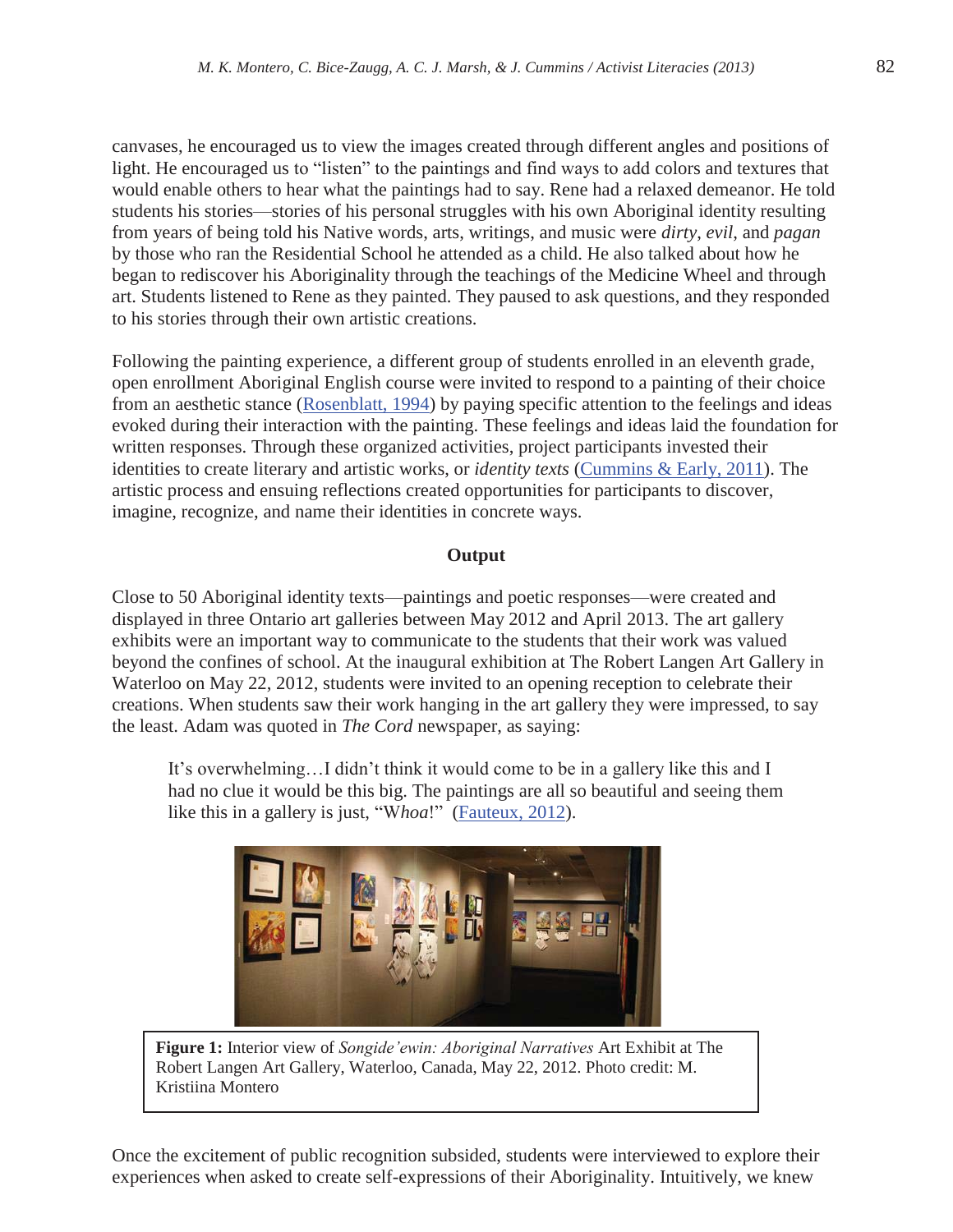canvases, he encouraged us to view the images created through different angles and positions of light. He encouraged us to "listen" to the paintings and find ways to add colors and textures that would enable others to hear what the paintings had to say. Rene had a relaxed demeanor. He told students his stories—stories of his personal struggles with his own Aboriginal identity resulting from years of being told his Native words, arts, writings, and music were *dirty*, *evil*, and *pagan* by those who ran the Residential School he attended as a child. He also talked about how he began to rediscover his Aboriginality through the teachings of the Medicine Wheel and through art. Students listened to Rene as they painted. They paused to ask questions, and they responded to his stories through their own artistic creations.

Following the painting experience, a different group of students enrolled in an eleventh grade, open enrollment Aboriginal English course were invited to respond to a painting of their choice from an aesthetic stance (Rosenblatt, 1994) by paying specific attention to the feelings and ideas evoked during their interaction with the painting. These feelings and ideas laid the foundation for written responses. Through these organized activities, project participants invested their identities to create literary and artistic works, or *identity texts* (Cummins & Early, 2011). The artistic process and ensuing reflections created opportunities for participants to discover, imagine, recognize, and name their identities in concrete ways.

**Output**

Close to 50 Aboriginal identity texts—paintings and poetic responses—were created and displayed in three Ontario art galleries between May 2012 and April 2013. The art gallery exhibits were an important way to communicate to the students that their work was valued beyond the confines of school. At the inaugural exhibition at The Robert Langen Art Gallery in Waterloo on May 22, 2012, students were invited to an opening reception to celebrate their creations. When students saw their work hanging in the art gallery they were impressed, to say the least. Adam was quoted in *The Cord* newspaper, as saying:

> It's overwhelming…I didn't think it would come to be in a gallery like this and I had no clue it would be this big. The paintings are all so beautiful and seeing them like this in a gallery is just, "W*hoa*!" (Fauteux, 2012).

**Figure 1:** Interior view of *Songide'ewin: Aboriginal Narratives* Art Exhibit at The Robert Langen Art Gallery, Waterloo, Canada, May 22, 2012. Photo credit: M. Kristiina Montero

Once the excitement of public recognition subsided, students were interviewed to explore their experiences when asked to create self-expressions of their Aboriginality. Intuitively, we knew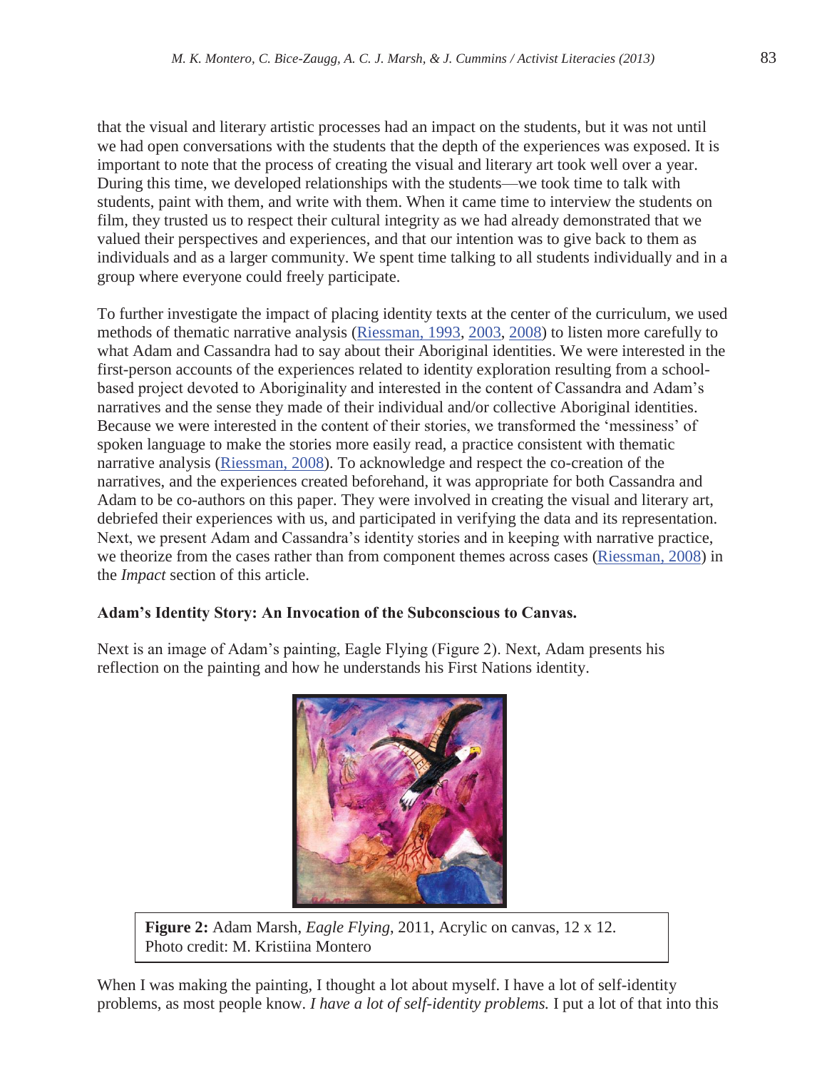that the visual and literary artistic processes had an impact on the students, but it was not until we had open conversations with the students that the depth of the experiences was exposed. It is important to note that the process of creating the visual and literary art took well over a year. During this time, we developed relationships with the students—we took time to talk with students, paint with them, and write with them. When it came time to interview the students on film, they trusted us to respect their cultural integrity as we had already demonstrated that we valued their perspectives and experiences, and that our intention was to give back to them as individuals and as a larger community. We spent time talking to all students individually and in a group where everyone could freely participate.

To further investigate the impact of placing identity texts at the center of the curriculum, we used methods of thematic narrative analysis (Riessman, 1993, 2003, 2008) to listen more carefully to what Adam and Cassandra had to say about their Aboriginal identities. We were interested in the first-person accounts of the experiences related to identity exploration resulting from a school-based project devoted to Aboriginality and interested in the content of Cassandra and Adam's narratives and the sense they made of their individual and/or collective Aboriginal identities. Because we were interested in the content of their stories, we transformed the 'messiness' of spoken language to make the stories more easily read, a practice consistent with thematic narrative analysis (Riessman, 2008). To acknowledge and respect the co-creation of the narratives, and the experiences created beforehand, it was appropriate for both Cassandra and Adam to be co-authors on this paper. They were involved in creating the visual and literary art, debriefed their experiences with us, and participated in verifying the data and its representation. Next, we present Adam and Cassandra's identity stories and in keeping with narrative practice, we theorize from the cases rather than from component themes across cases (Riessman, 2008) in the *Impact* section of this article.

**Adam's Identity Story: An Invocation of the Subconscious to Canvas.**

Next is an image of Adam's painting, Eagle Flying (Figure 2). Next, Adam presents his reflection on the painting and how he understands his First Nations identity.

**Figure 2:** Adam Marsh, *Eagle Flying*, 2011, Acrylic on canvas, 12 x 12. Photo credit: M. Kristiina Montero

When I was making the painting, I thought a lot about myself. I have a lot of self-identity problems, as most people know. *I have a lot of self-identity problems.* I put a lot of that into this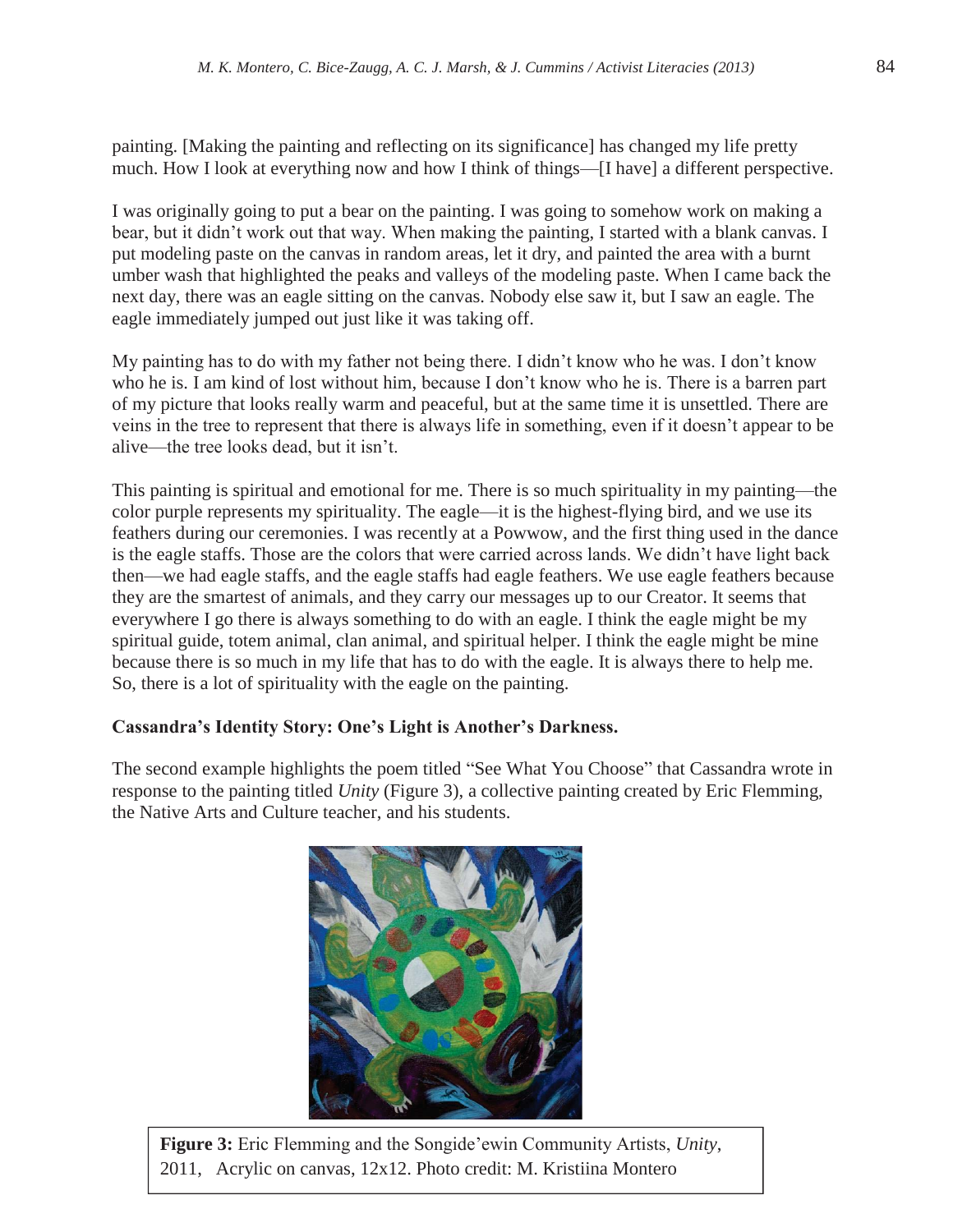painting. [Making the painting and reflecting on its significance] has changed my life pretty much. How I look at everything now and how I think of things—[I have] a different perspective.

I was originally going to put a bear on the painting. I was going to somehow work on making a bear, but it didn't work out that way. When making the painting, I started with a blank canvas. I put modeling paste on the canvas in random areas, let it dry, and painted the area with a burnt umber wash that highlighted the peaks and valleys of the modeling paste. When I came back the next day, there was an eagle sitting on the canvas. Nobody else saw it, but I saw an eagle. The eagle immediately jumped out just like it was taking off.

My painting has to do with my father not being there. I didn't know who he was. I don't know who he is. I am kind of lost without him, because I don't know who he is. There is a barren part of my picture that looks really warm and peaceful, but at the same time it is unsettled. There are veins in the tree to represent that there is always life in something, even if it doesn't appear to be alive—the tree looks dead, but it isn't.

This painting is spiritual and emotional for me. There is so much spirituality in my painting—the color purple represents my spirituality. The eagle—it is the highest-flying bird, and we use its feathers during our ceremonies. I was recently at a Powwow, and the first thing used in the dance is the eagle staffs. Those are the colors that were carried across lands. We didn't have light back then—we had eagle staffs, and the eagle staffs had eagle feathers. We use eagle feathers because they are the smartest of animals, and they carry our messages up to our Creator. It seems that everywhere I go there is always something to do with an eagle. I think the eagle might be my spiritual guide, totem animal, clan animal, and spiritual helper. I think the eagle might be mine because there is so much in my life that has to do with the eagle. It is always there to help me. So, there is a lot of spirituality with the eagle on the painting.

**Cassandra's Identity Story: One's Light is Another's Darkness.**

The second example highlights the poem titled "See What You Choose" that Cassandra wrote in response to the painting titled *Unity* (Figure 3), a collective painting created by Eric Flemming, the Native Arts and Culture teacher, and his students.

**Figure 3:** Eric Flemming and the Songide'ewin Community Artists, *Unity*, 2011, Acrylic on canvas, 12x12. Photo credit: M. Kristiina Montero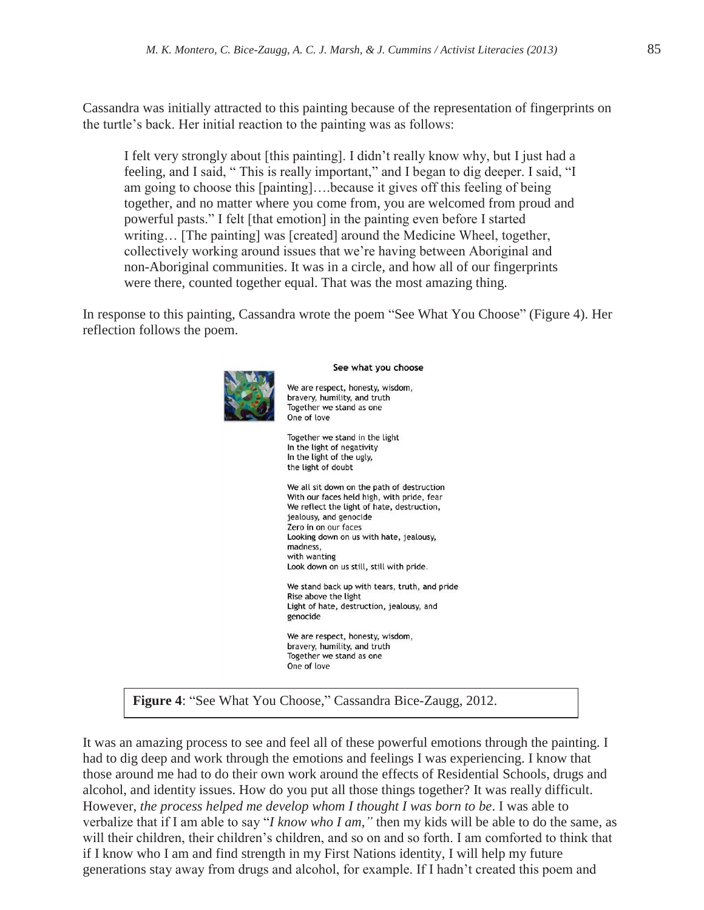Cassandra was initially attracted to this painting because of the representation of fingerprints on the turtle's back. Her initial reaction to the painting was as follows:

> I felt very strongly about [this painting]. I didn't really know why, but I just had a feeling, and I said, " This is really important," and I began to dig deeper. I said, "I am going to choose this [painting]….because it gives off this feeling of being together, and no matter where you come from, you are welcomed from proud and powerful pasts." I felt [that emotion] in the painting even before I started writing… [The painting] was [created] around the Medicine Wheel, together, collectively working around issues that we're having between Aboriginal and non-Aboriginal communities. It was in a circle, and how all of our fingerprints were there, counted together equal. That was the most amazing thing.

In response to this painting, Cassandra wrote the poem "See What You Choose" (Figure 4). Her reflection follows the poem.

**See what you choose**

We are respect, honesty, wisdom,
bravery, humility, and truth
Together we stand as one
One of love

Together we stand in the light
In the light of negativity
In the light of the ugly,
the light of doubt

We all sit down on the path of destruction
With our faces held high, with pride, fear
We reflect the light of hate, destruction,
jealousy, and genocide
Zero in on our faces
Looking down on us with hate, jealousy,
madness,
with wanting
Look down on us still, still with pride.

We stand back up with tears, truth, and pride
Rise above the light
Light of hate, destruction, jealousy, and
genocide

We are respect, honesty, wisdom,
bravery, humility, and truth
Together we stand as one
One of love

**Figure 4**: "See What You Choose," Cassandra Bice-Zaugg, 2012.

It was an amazing process to see and feel all of these powerful emotions through the painting. I had to dig deep and work through the emotions and feelings I was experiencing. I know that those around me had to do their own work around the effects of Residential Schools, drugs and alcohol, and identity issues. How do you put all those things together? It was really difficult. However, *the process helped me develop whom I thought I was born to be*. I was able to verbalize that if I am able to say "*I know who I am,"* then my kids will be able to do the same, as will their children, their children's children, and so on and so forth. I am comforted to think that if I know who I am and find strength in my First Nations identity, I will help my future generations stay away from drugs and alcohol, for example. If I hadn't created this poem and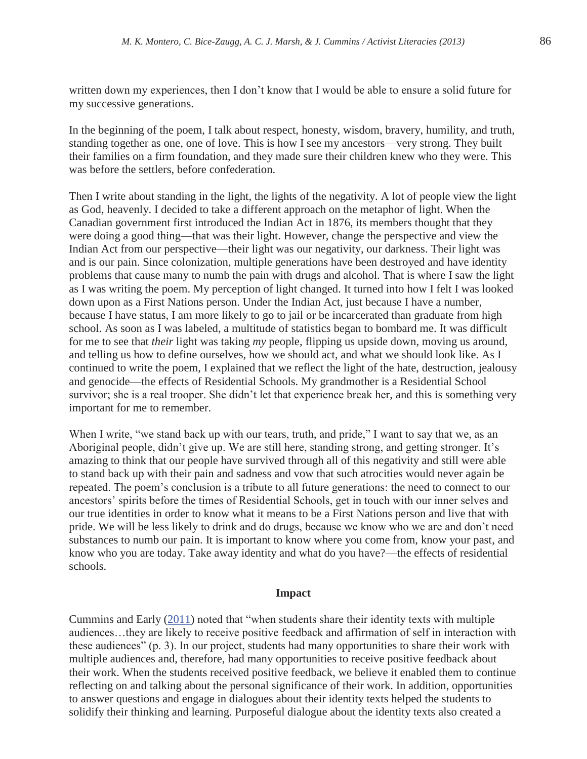written down my experiences, then I don't know that I would be able to ensure a solid future for my successive generations.

In the beginning of the poem, I talk about respect, honesty, wisdom, bravery, humility, and truth, standing together as one, one of love. This is how I see my ancestors—very strong. They built their families on a firm foundation, and they made sure their children knew who they were. This was before the settlers, before confederation.

Then I write about standing in the light, the lights of the negativity. A lot of people view the light as God, heavenly. I decided to take a different approach on the metaphor of light. When the Canadian government first introduced the Indian Act in 1876, its members thought that they were doing a good thing—that was their light. However, change the perspective and view the Indian Act from our perspective—their light was our negativity, our darkness. Their light was and is our pain. Since colonization, multiple generations have been destroyed and have identity problems that cause many to numb the pain with drugs and alcohol. That is where I saw the light as I was writing the poem. My perception of light changed. It turned into how I felt I was looked down upon as a First Nations person. Under the Indian Act, just because I have a number, because I have status, I am more likely to go to jail or be incarcerated than graduate from high school. As soon as I was labeled, a multitude of statistics began to bombard me. It was difficult for me to see that *their* light was taking *my* people, flipping us upside down, moving us around, and telling us how to define ourselves, how we should act, and what we should look like. As I continued to write the poem, I explained that we reflect the light of the hate, destruction, jealousy and genocide—the effects of Residential Schools. My grandmother is a Residential School survivor; she is a real trooper. She didn't let that experience break her, and this is something very important for me to remember.

When I write, "we stand back up with our tears, truth, and pride," I want to say that we, as an Aboriginal people, didn't give up. We are still here, standing strong, and getting stronger. It's amazing to think that our people have survived through all of this negativity and still were able to stand back up with their pain and sadness and vow that such atrocities would never again be repeated. The poem's conclusion is a tribute to all future generations: the need to connect to our ancestors' spirits before the times of Residential Schools, get in touch with our inner selves and our true identities in order to know what it means to be a First Nations person and live that with pride. We will be less likely to drink and do drugs, because we know who we are and don't need substances to numb our pain. It is important to know where you come from, know your past, and know who you are today. Take away identity and what do you have?—the effects of residential schools.

## Impact

Cummins and Early (2011) noted that "when students share their identity texts with multiple audiences…they are likely to receive positive feedback and affirmation of self in interaction with these audiences" (p. 3). In our project, students had many opportunities to share their work with multiple audiences and, therefore, had many opportunities to receive positive feedback about their work. When the students received positive feedback, we believe it enabled them to continue reflecting on and talking about the personal significance of their work. In addition, opportunities to answer questions and engage in dialogues about their identity texts helped the students to solidify their thinking and learning. Purposeful dialogue about the identity texts also created a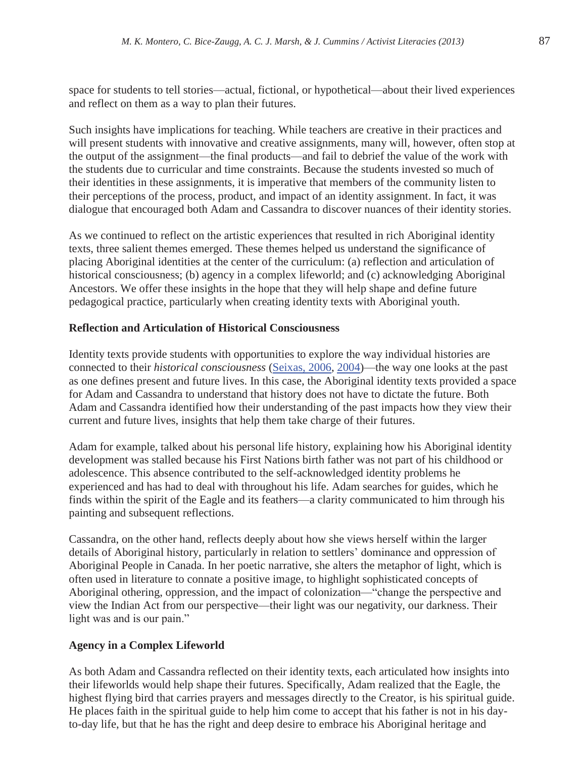space for students to tell stories—actual, fictional, or hypothetical—about their lived experiences and reflect on them as a way to plan their futures.

Such insights have implications for teaching. While teachers are creative in their practices and will present students with innovative and creative assignments, many will, however, often stop at the output of the assignment—the final products—and fail to debrief the value of the work with the students due to curricular and time constraints. Because the students invested so much of their identities in these assignments, it is imperative that members of the community listen to their perceptions of the process, product, and impact of an identity assignment. In fact, it was dialogue that encouraged both Adam and Cassandra to discover nuances of their identity stories.

As we continued to reflect on the artistic experiences that resulted in rich Aboriginal identity texts, three salient themes emerged. These themes helped us understand the significance of placing Aboriginal identities at the center of the curriculum: (a) reflection and articulation of historical consciousness; (b) agency in a complex lifeworld; and (c) acknowledging Aboriginal Ancestors. We offer these insights in the hope that they will help shape and define future pedagogical practice, particularly when creating identity texts with Aboriginal youth.

**Reflection and Articulation of Historical Consciousness**

Identity texts provide students with opportunities to explore the way individual histories are connected to their *historical consciousness* (Seixas, 2006, 2004)—the way one looks at the past as one defines present and future lives. In this case, the Aboriginal identity texts provided a space for Adam and Cassandra to understand that history does not have to dictate the future. Both Adam and Cassandra identified how their understanding of the past impacts how they view their current and future lives, insights that help them take charge of their futures.

Adam for example, talked about his personal life history, explaining how his Aboriginal identity development was stalled because his First Nations birth father was not part of his childhood or adolescence. This absence contributed to the self-acknowledged identity problems he experienced and has had to deal with throughout his life. Adam searches for guides, which he finds within the spirit of the Eagle and its feathers—a clarity communicated to him through his painting and subsequent reflections.

Cassandra, on the other hand, reflects deeply about how she views herself within the larger details of Aboriginal history, particularly in relation to settlers' dominance and oppression of Aboriginal People in Canada. In her poetic narrative, she alters the metaphor of light, which is often used in literature to connate a positive image, to highlight sophisticated concepts of Aboriginal othering, oppression, and the impact of colonization—"change the perspective and view the Indian Act from our perspective—their light was our negativity, our darkness. Their light was and is our pain."

**Agency in a Complex Lifeworld**

As both Adam and Cassandra reflected on their identity texts, each articulated how insights into their lifeworlds would help shape their futures. Specifically, Adam realized that the Eagle, the highest flying bird that carries prayers and messages directly to the Creator, is his spiritual guide. He places faith in the spiritual guide to help him come to accept that his father is not in his day-to-day life, but that he has the right and deep desire to embrace his Aboriginal heritage and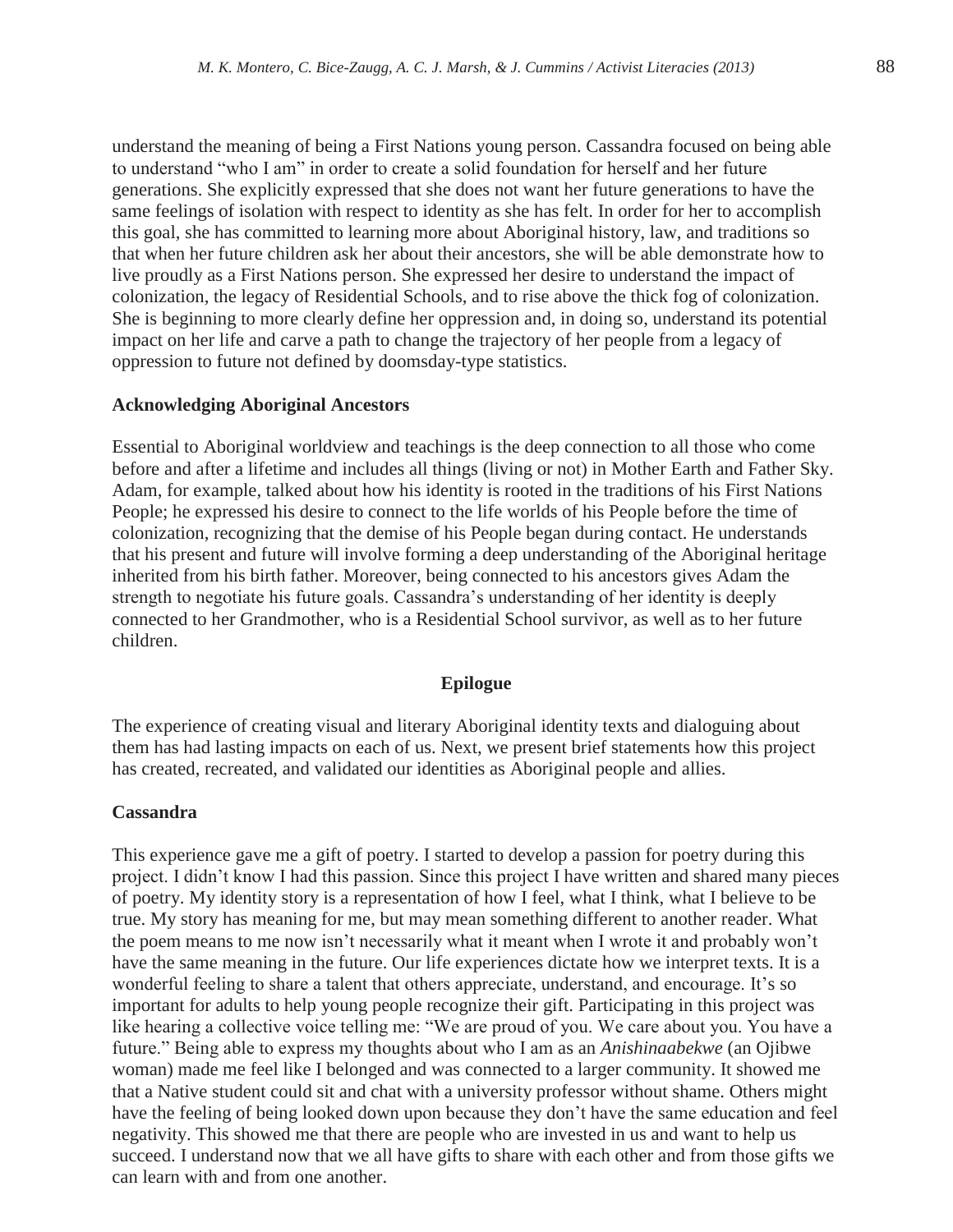understand the meaning of being a First Nations young person. Cassandra focused on being able to understand "who I am" in order to create a solid foundation for herself and her future generations. She explicitly expressed that she does not want her future generations to have the same feelings of isolation with respect to identity as she has felt. In order for her to accomplish this goal, she has committed to learning more about Aboriginal history, law, and traditions so that when her future children ask her about their ancestors, she will be able demonstrate how to live proudly as a First Nations person. She expressed her desire to understand the impact of colonization, the legacy of Residential Schools, and to rise above the thick fog of colonization. She is beginning to more clearly define her oppression and, in doing so, understand its potential impact on her life and carve a path to change the trajectory of her people from a legacy of oppression to future not defined by doomsday-type statistics.

### Acknowledging Aboriginal Ancestors

Essential to Aboriginal worldview and teachings is the deep connection to all those who come before and after a lifetime and includes all things (living or not) in Mother Earth and Father Sky. Adam, for example, talked about how his identity is rooted in the traditions of his First Nations People; he expressed his desire to connect to the life worlds of his People before the time of colonization, recognizing that the demise of his People began during contact. He understands that his present and future will involve forming a deep understanding of the Aboriginal heritage inherited from his birth father. Moreover, being connected to his ancestors gives Adam the strength to negotiate his future goals. Cassandra's understanding of her identity is deeply connected to her Grandmother, who is a Residential School survivor, as well as to her future children.

## Epilogue

The experience of creating visual and literary Aboriginal identity texts and dialoguing about them has had lasting impacts on each of us. Next, we present brief statements how this project has created, recreated, and validated our identities as Aboriginal people and allies.

### Cassandra

This experience gave me a gift of poetry. I started to develop a passion for poetry during this project. I didn't know I had this passion. Since this project I have written and shared many pieces of poetry. My identity story is a representation of how I feel, what I think, what I believe to be true. My story has meaning for me, but may mean something different to another reader. What the poem means to me now isn't necessarily what it meant when I wrote it and probably won't have the same meaning in the future. Our life experiences dictate how we interpret texts. It is a wonderful feeling to share a talent that others appreciate, understand, and encourage. It's so important for adults to help young people recognize their gift. Participating in this project was like hearing a collective voice telling me: "We are proud of you. We care about you. You have a future." Being able to express my thoughts about who I am as an *Anishinaabekwe* (an Ojibwe woman) made me feel like I belonged and was connected to a larger community. It showed me that a Native student could sit and chat with a university professor without shame. Others might have the feeling of being looked down upon because they don't have the same education and feel negativity. This showed me that there are people who are invested in us and want to help us succeed. I understand now that we all have gifts to share with each other and from those gifts we can learn with and from one another.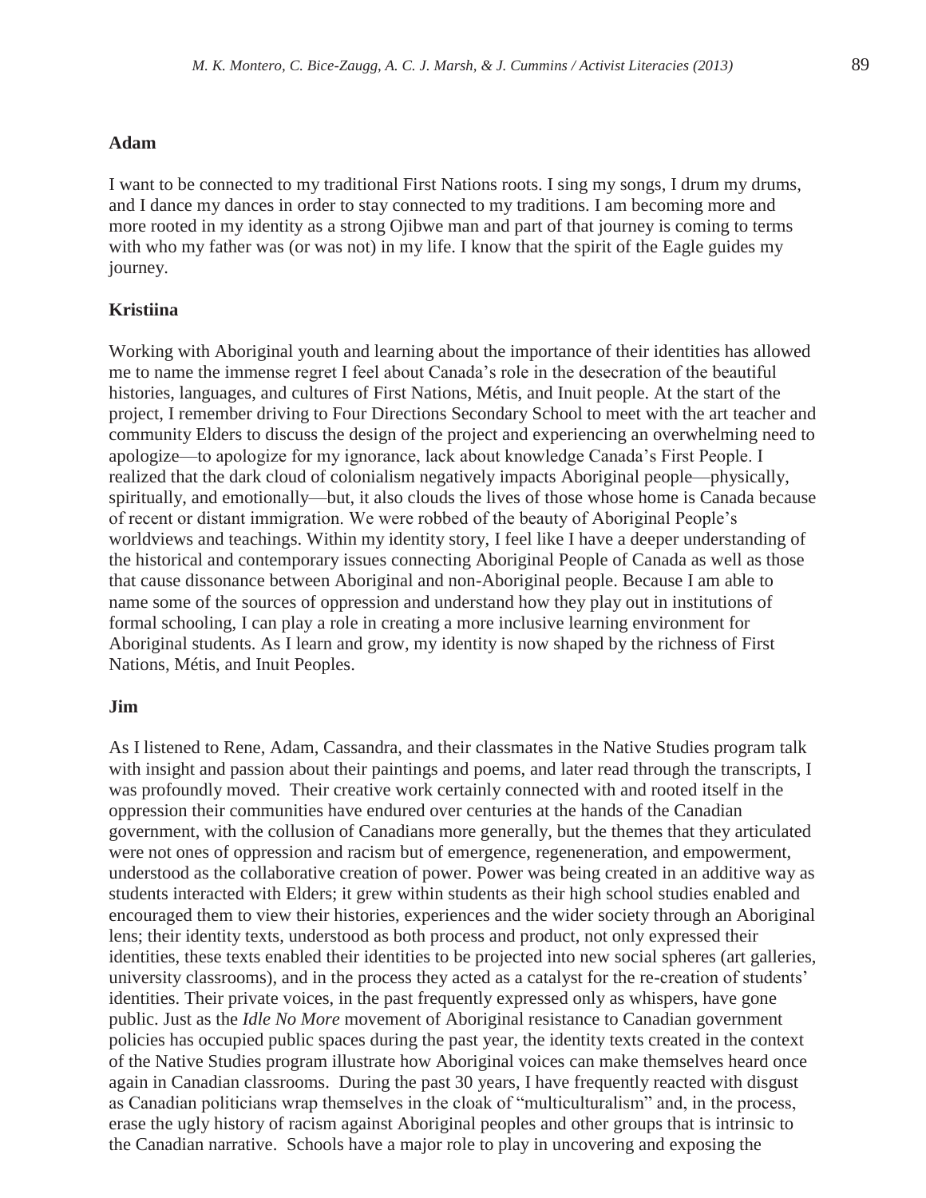**Adam**

I want to be connected to my traditional First Nations roots. I sing my songs, I drum my drums, and I dance my dances in order to stay connected to my traditions. I am becoming more and more rooted in my identity as a strong Ojibwe man and part of that journey is coming to terms with who my father was (or was not) in my life. I know that the spirit of the Eagle guides my journey.

**Kristiina**

Working with Aboriginal youth and learning about the importance of their identities has allowed me to name the immense regret I feel about Canada's role in the desecration of the beautiful histories, languages, and cultures of First Nations, Métis, and Inuit people. At the start of the project, I remember driving to Four Directions Secondary School to meet with the art teacher and community Elders to discuss the design of the project and experiencing an overwhelming need to apologize—to apologize for my ignorance, lack about knowledge Canada's First People. I realized that the dark cloud of colonialism negatively impacts Aboriginal people—physically, spiritually, and emotionally—but, it also clouds the lives of those whose home is Canada because of recent or distant immigration. We were robbed of the beauty of Aboriginal People's worldviews and teachings. Within my identity story, I feel like I have a deeper understanding of the historical and contemporary issues connecting Aboriginal People of Canada as well as those that cause dissonance between Aboriginal and non-Aboriginal people. Because I am able to name some of the sources of oppression and understand how they play out in institutions of formal schooling, I can play a role in creating a more inclusive learning environment for Aboriginal students. As I learn and grow, my identity is now shaped by the richness of First Nations, Métis, and Inuit Peoples.

**Jim**

As I listened to Rene, Adam, Cassandra, and their classmates in the Native Studies program talk with insight and passion about their paintings and poems, and later read through the transcripts, I was profoundly moved. Their creative work certainly connected with and rooted itself in the oppression their communities have endured over centuries at the hands of the Canadian government, with the collusion of Canadians more generally, but the themes that they articulated were not ones of oppression and racism but of emergence, regeneneration, and empowerment, understood as the collaborative creation of power. Power was being created in an additive way as students interacted with Elders; it grew within students as their high school studies enabled and encouraged them to view their histories, experiences and the wider society through an Aboriginal lens; their identity texts, understood as both process and product, not only expressed their identities, these texts enabled their identities to be projected into new social spheres (art galleries, university classrooms), and in the process they acted as a catalyst for the re-creation of students' identities. Their private voices, in the past frequently expressed only as whispers, have gone public. Just as the *Idle No More* movement of Aboriginal resistance to Canadian government policies has occupied public spaces during the past year, the identity texts created in the context of the Native Studies program illustrate how Aboriginal voices can make themselves heard once again in Canadian classrooms. During the past 30 years, I have frequently reacted with disgust as Canadian politicians wrap themselves in the cloak of "multiculturalism" and, in the process, erase the ugly history of racism against Aboriginal peoples and other groups that is intrinsic to the Canadian narrative. Schools have a major role to play in uncovering and exposing the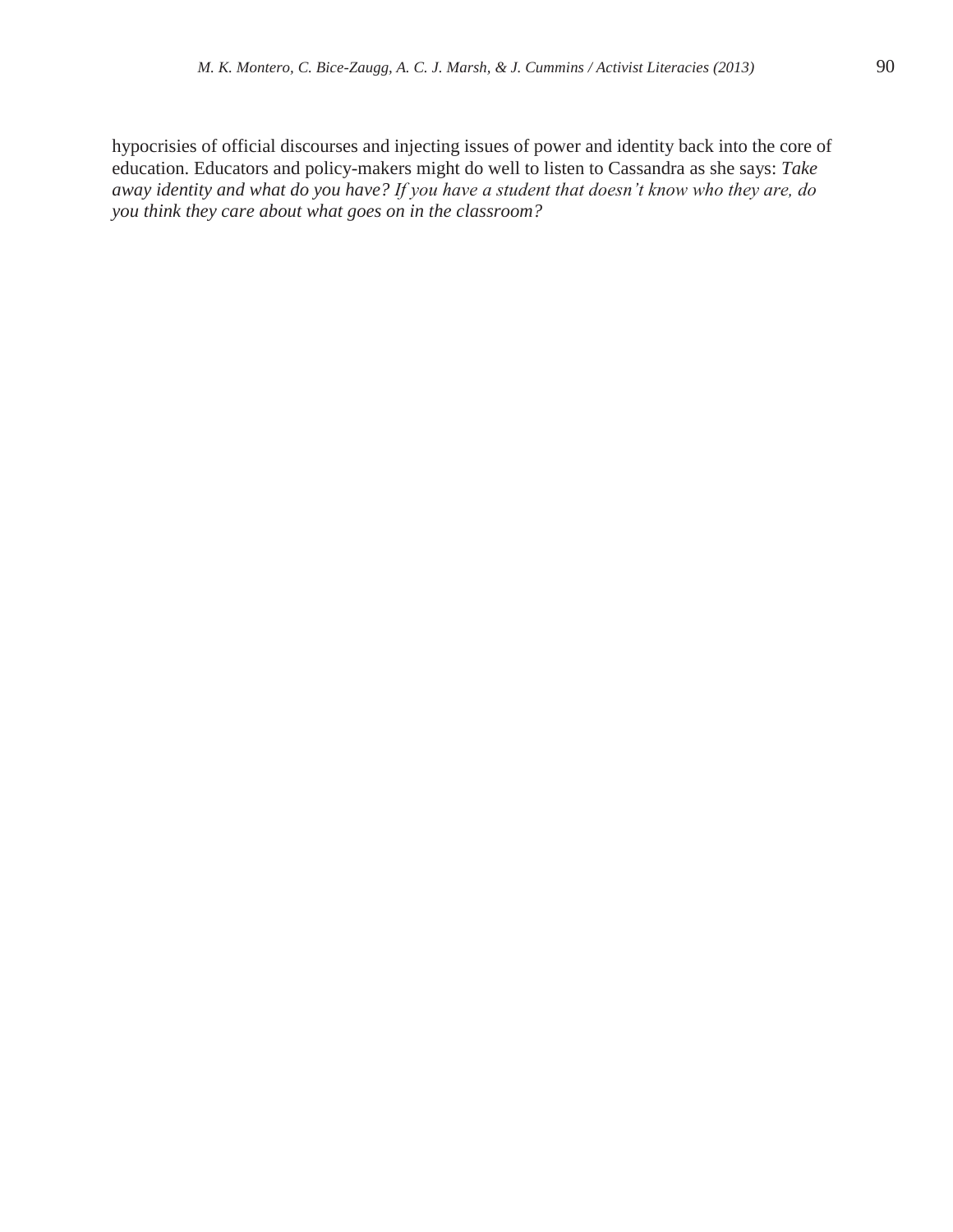hypocrisies of official discourses and injecting issues of power and identity back into the core of education. Educators and policy-makers might do well to listen to Cassandra as she says: *Take away identity and what do you have? If you have a student that doesn't know who they are, do you think they care about what goes on in the classroom?*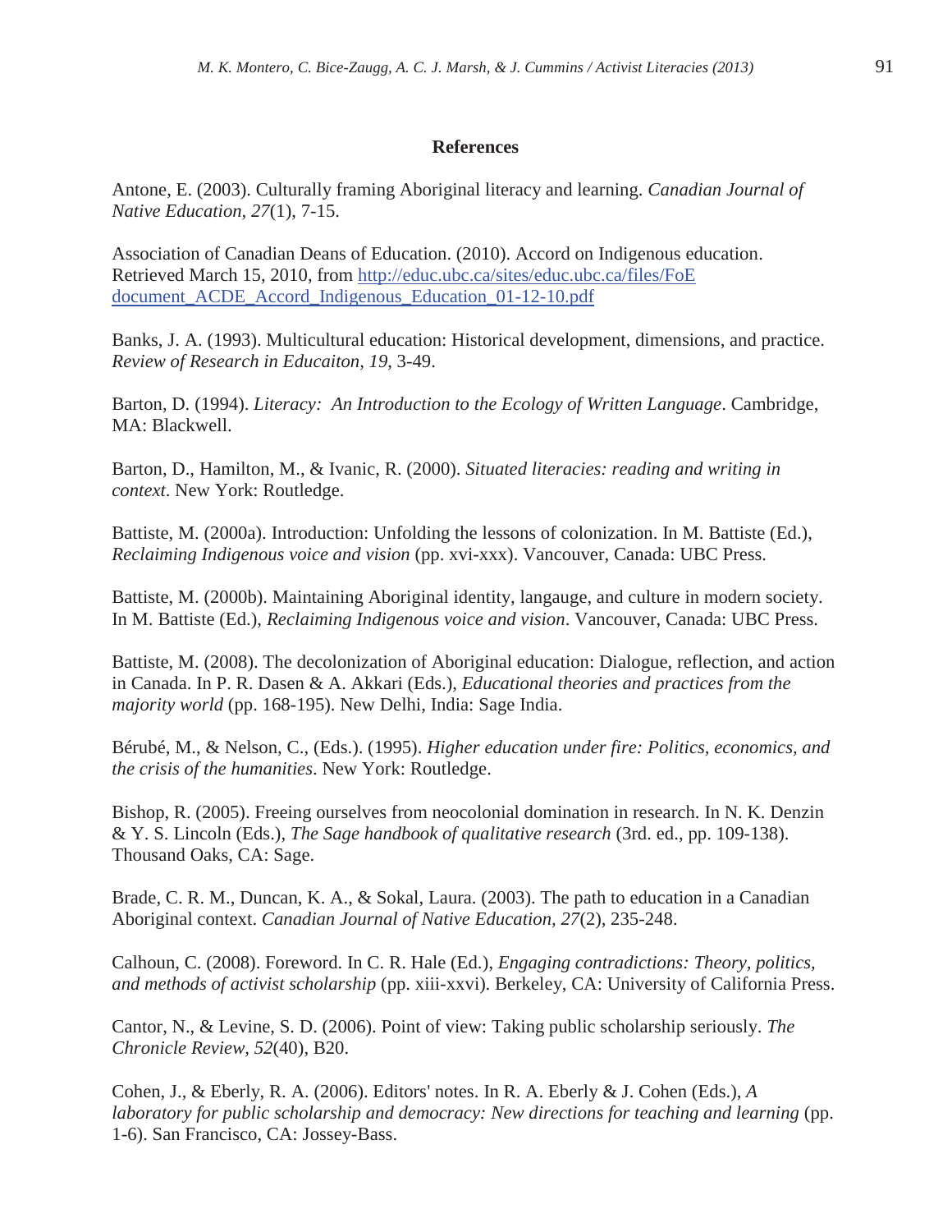## References

Antone, E. (2003). Culturally framing Aboriginal literacy and learning. *Canadian Journal of Native Education*, *27*(1), 7-15.

Association of Canadian Deans of Education. (2010). Accord on Indigenous education. Retrieved March 15, 2010, from [http://educ.ubc.ca/sites/educ.ubc.ca/files/FoE document_ACDE_Accord_Indigenous_Education_01-12-10.pdf](http://educ.ubc.ca/sites/educ.ubc.ca/files/FoE%20document_ACDE_Accord_Indigenous_Education_01-12-10.pdf)

Banks, J. A. (1993). Multicultural education: Historical development, dimensions, and practice. *Review of Research in Educaiton, 19*, 3-49.

Barton, D. (1994). *Literacy: An Introduction to the Ecology of Written Language*. Cambridge, MA: Blackwell.

Barton, D., Hamilton, M., & Ivanic, R. (2000). *Situated literacies: reading and writing in context*. New York: Routledge.

Battiste, M. (2000a). Introduction: Unfolding the lessons of colonization. In M. Battiste (Ed.), *Reclaiming Indigenous voice and vision* (pp. xvi-xxx). Vancouver, Canada: UBC Press.

Battiste, M. (2000b). Maintaining Aboriginal identity, langauge, and culture in modern society. In M. Battiste (Ed.), *Reclaiming Indigenous voice and vision*. Vancouver, Canada: UBC Press.

Battiste, M. (2008). The decolonization of Aboriginal education: Dialogue, reflection, and action in Canada. In P. R. Dasen & A. Akkari (Eds.), *Educational theories and practices from the majority world* (pp. 168-195). New Delhi, India: Sage India.

Bérubé, M., & Nelson, C., (Eds.). (1995). *Higher education under fire: Politics, economics, and the crisis of the humanities*. New York: Routledge.

Bishop, R. (2005). Freeing ourselves from neocolonial domination in research. In N. K. Denzin & Y. S. Lincoln (Eds.), *The Sage handbook of qualitative research* (3rd. ed., pp. 109-138). Thousand Oaks, CA: Sage.

Brade, C. R. M., Duncan, K. A., & Sokal, Laura. (2003). The path to education in a Canadian Aboriginal context. *Canadian Journal of Native Education, 27*(2), 235-248.

Calhoun, C. (2008). Foreword. In C. R. Hale (Ed.), *Engaging contradictions: Theory, politics, and methods of activist scholarship* (pp. xiii-xxvi). Berkeley, CA: University of California Press.

Cantor, N., & Levine, S. D. (2006). Point of view: Taking public scholarship seriously. *The Chronicle Review, 52*(40), B20.

Cohen, J., & Eberly, R. A. (2006). Editors' notes. In R. A. Eberly & J. Cohen (Eds.), *A laboratory for public scholarship and democracy: New directions for teaching and learning* (pp. 1-6). San Francisco, CA: Jossey-Bass.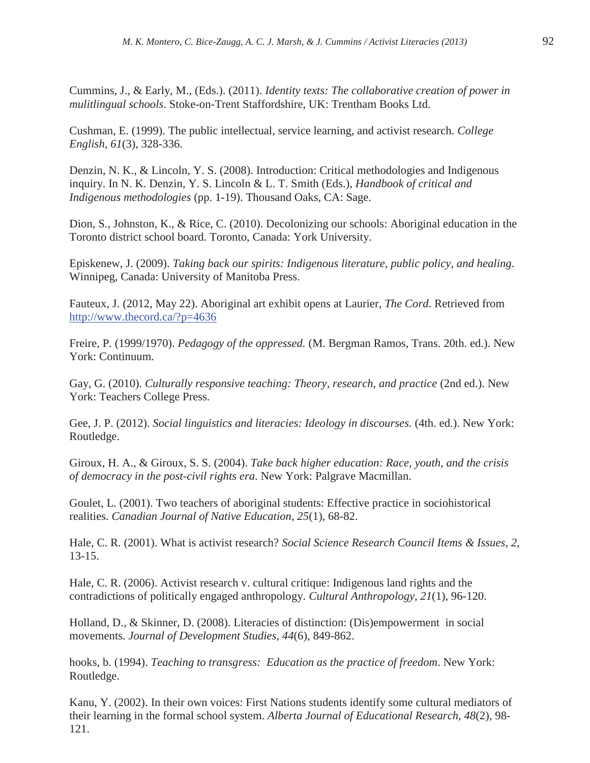Cummins, J., & Early, M., (Eds.). (2011). *Identity texts: The collaborative creation of power in mulitlingual schools*. Stoke-on-Trent Staffordshire, UK: Trentham Books Ltd.

Cushman, E. (1999). The public intellectual, service learning, and activist research. *College English, 61*(3), 328-336.

Denzin, N. K., & Lincoln, Y. S. (2008). Introduction: Critical methodologies and Indigenous inquiry. In N. K. Denzin, Y. S. Lincoln & L. T. Smith (Eds.), *Handbook of critical and Indigenous methodologies* (pp. 1-19). Thousand Oaks, CA: Sage.

Dion, S., Johnston, K., & Rice, C. (2010). Decolonizing our schools: Aboriginal education in the Toronto district school board. Toronto, Canada: York University.

Episkenew, J. (2009). *Taking back our spirits: Indigenous literature, public policy, and healing*. Winnipeg, Canada: University of Manitoba Press.

Fauteux, J. (2012, May 22). Aboriginal art exhibit opens at Laurier, *The Cord*. Retrieved from http://www.thecord.ca/?p=4636

Freire, P. (1999/1970). *Pedagogy of the oppressed.* (M. Bergman Ramos, Trans. 20th. ed.). New York: Continuum.

Gay, G. (2010). *Culturally responsive teaching: Theory, research, and practice* (2nd ed.). New York: Teachers College Press.

Gee, J. P. (2012). *Social linguistics and literacies: Ideology in discourses.* (4th. ed.). New York: Routledge.

Giroux, H. A., & Giroux, S. S. (2004). *Take back higher education: Race, youth, and the crisis of democracy in the post-civil rights era*. New York: Palgrave Macmillan.

Goulet, L. (2001). Two teachers of aboriginal students: Effective practice in sociohistorical realities. *Canadian Journal of Native Education, 25*(1), 68-82.

Hale, C. R. (2001). What is activist research? *Social Science Research Council Items & Issues, 2,* 13-15.

Hale, C. R. (2006). Activist research v. cultural critique: Indigenous land rights and the contradictions of politically engaged anthropology. *Cultural Anthropology, 21*(1), 96-120.

Holland, D., & Skinner, D. (2008). Literacies of distinction: (Dis)empowerment in social movements. *Journal of Development Studies, 44*(6), 849-862.

hooks, b. (1994). *Teaching to transgress: Education as the practice of freedom*. New York: Routledge.

Kanu, Y. (2002). In their own voices: First Nations students identify some cultural mediators of their learning in the formal school system. *Alberta Journal of Educational Research, 48*(2), 98-121.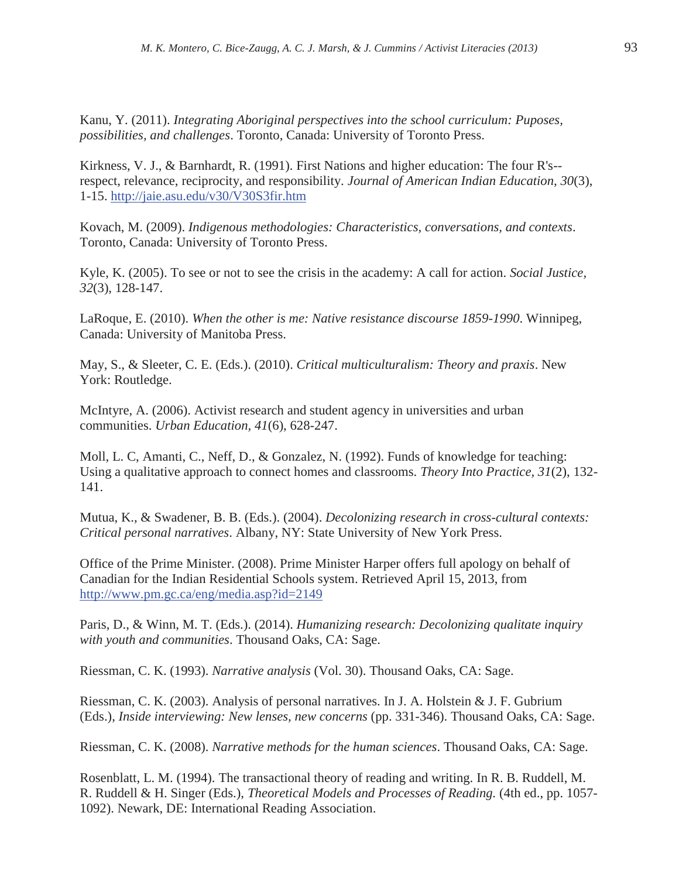Kanu, Y. (2011). *Integrating Aboriginal perspectives into the school curriculum: Puposes, possibilities, and challenges*. Toronto, Canada: University of Toronto Press.

Kirkness, V. J., & Barnhardt, R. (1991). First Nations and higher education: The four R's--respect, relevance, reciprocity, and responsibility. *Journal of American Indian Education, 30*(3), 1-15. http://jaie.asu.edu/v30/V30S3fir.htm

Kovach, M. (2009). *Indigenous methodologies: Characteristics, conversations, and contexts*. Toronto, Canada: University of Toronto Press.

Kyle, K. (2005). To see or not to see the crisis in the academy: A call for action. *Social Justice, 32*(3), 128-147.

LaRoque, E. (2010). *When the other is me: Native resistance discourse 1859-1990*. Winnipeg, Canada: University of Manitoba Press.

May, S., & Sleeter, C. E. (Eds.). (2010). *Critical multiculturalism: Theory and praxis*. New York: Routledge.

McIntyre, A. (2006). Activist research and student agency in universities and urban communities. *Urban Education, 41*(6), 628-247.

Moll, L. C, Amanti, C., Neff, D., & Gonzalez, N. (1992). Funds of knowledge for teaching: Using a qualitative approach to connect homes and classrooms. *Theory Into Practice, 31*(2), 132-141.

Mutua, K., & Swadener, B. B. (Eds.). (2004). *Decolonizing research in cross-cultural contexts: Critical personal narratives*. Albany, NY: State University of New York Press.

Office of the Prime Minister. (2008). Prime Minister Harper offers full apology on behalf of Canadian for the Indian Residential Schools system. Retrieved April 15, 2013, from http://www.pm.gc.ca/eng/media.asp?id=2149

Paris, D., & Winn, M. T. (Eds.). (2014). *Humanizing research: Decolonizing qualitate inquiry with youth and communities*. Thousand Oaks, CA: Sage.

Riessman, C. K. (1993). *Narrative analysis* (Vol. 30). Thousand Oaks, CA: Sage.

Riessman, C. K. (2003). Analysis of personal narratives. In J. A. Holstein & J. F. Gubrium (Eds.), *Inside interviewing: New lenses, new concerns* (pp. 331-346). Thousand Oaks, CA: Sage.

Riessman, C. K. (2008). *Narrative methods for the human sciences*. Thousand Oaks, CA: Sage.

Rosenblatt, L. M. (1994). The transactional theory of reading and writing. In R. B. Ruddell, M. R. Ruddell & H. Singer (Eds.), *Theoretical Models and Processes of Reading.* (4th ed., pp. 1057-1092). Newark, DE: International Reading Association.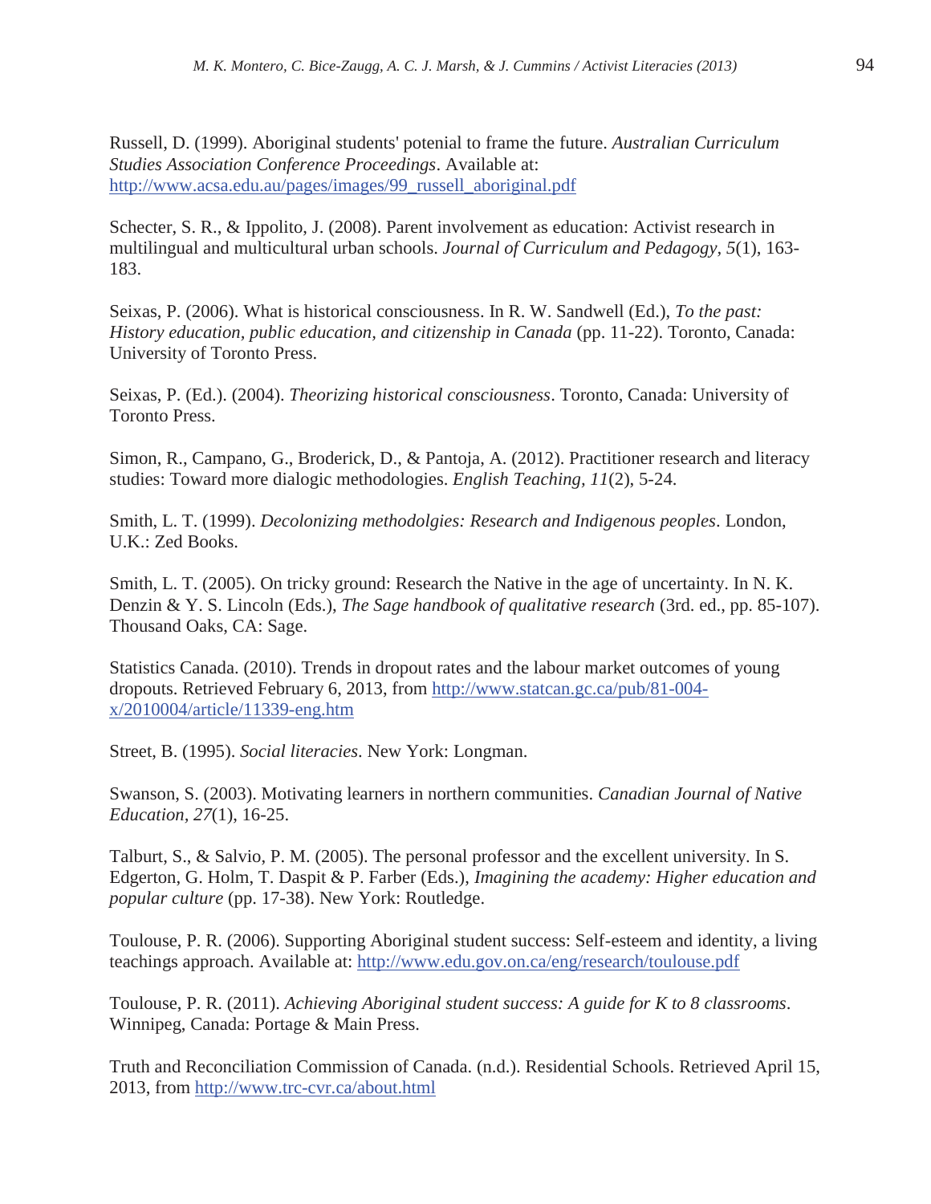Russell, D. (1999). Aboriginal students' potenial to frame the future. *Australian Curriculum Studies Association Conference Proceedings*. Available at: http://www.acsa.edu.au/pages/images/99_russell_aboriginal.pdf

Schecter, S. R., & Ippolito, J. (2008). Parent involvement as education: Activist research in multilingual and multicultural urban schools. *Journal of Curriculum and Pedagogy, 5*(1), 163-183.

Seixas, P. (2006). What is historical consciousness. In R. W. Sandwell (Ed.), *To the past: History education, public education, and citizenship in Canada* (pp. 11-22). Toronto, Canada: University of Toronto Press.

Seixas, P. (Ed.). (2004). *Theorizing historical consciousness*. Toronto, Canada: University of Toronto Press.

Simon, R., Campano, G., Broderick, D., & Pantoja, A. (2012). Practitioner research and literacy studies: Toward more dialogic methodologies. *English Teaching, 11*(2), 5-24.

Smith, L. T. (1999). *Decolonizing methodolgies: Research and Indigenous peoples*. London, U.K.: Zed Books.

Smith, L. T. (2005). On tricky ground: Research the Native in the age of uncertainty. In N. K. Denzin & Y. S. Lincoln (Eds.), *The Sage handbook of qualitative research* (3rd. ed., pp. 85-107). Thousand Oaks, CA: Sage.

Statistics Canada. (2010). Trends in dropout rates and the labour market outcomes of young dropouts. Retrieved February 6, 2013, from http://www.statcan.gc.ca/pub/81-004-x/2010004/article/11339-eng.htm

Street, B. (1995). *Social literacies*. New York: Longman.

Swanson, S. (2003). Motivating learners in northern communities. *Canadian Journal of Native Education, 27*(1), 16-25.

Talburt, S., & Salvio, P. M. (2005). The personal professor and the excellent university. In S. Edgerton, G. Holm, T. Daspit & P. Farber (Eds.), *Imagining the academy: Higher education and popular culture* (pp. 17-38). New York: Routledge.

Toulouse, P. R. (2006). Supporting Aboriginal student success: Self-esteem and identity, a living teachings approach. Available at: http://www.edu.gov.on.ca/eng/research/toulouse.pdf

Toulouse, P. R. (2011). *Achieving Aboriginal student success: A guide for K to 8 classrooms*. Winnipeg, Canada: Portage & Main Press.

Truth and Reconciliation Commission of Canada. (n.d.). Residential Schools. Retrieved April 15, 2013, from http://www.trc-cvr.ca/about.html